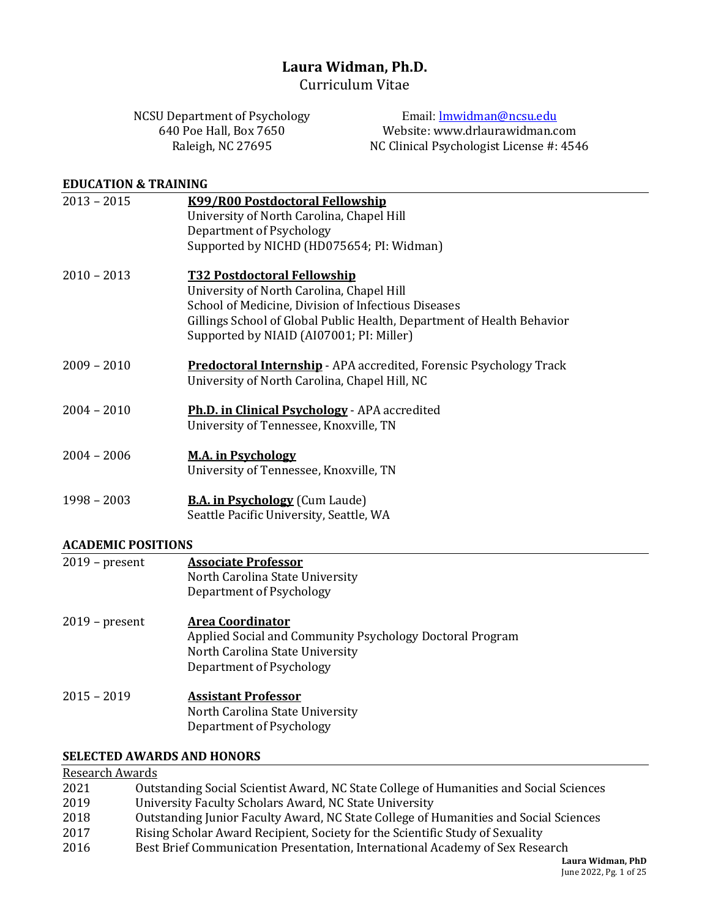# Laura Widman, Ph.D.

Curriculum Vitae

NCSU Department of Psychology
640 Poe Hall, Box 7650
Raleigh, NC 27695

Email: lmwidman@ncsu.edu
Website: www.drlaurawidman.com
NC Clinical Psychologist License #: 4546

## EDUCATION & TRAINING

2013 – 2015 **K99/R00 Postdoctoral Fellowship**
University of North Carolina, Chapel Hill
Department of Psychology
Supported by NICHD (HD075654; PI: Widman)

2010 – 2013 **T32 Postdoctoral Fellowship**
University of North Carolina, Chapel Hill
School of Medicine, Division of Infectious Diseases
Gillings School of Global Public Health, Department of Health Behavior
Supported by NIAID (AI07001; PI: Miller)

2009 – 2010 **Predoctoral Internship** - APA accredited, Forensic Psychology Track
University of North Carolina, Chapel Hill, NC

2004 – 2010 **Ph.D. in Clinical Psychology** - APA accredited
University of Tennessee, Knoxville, TN

2004 – 2006 **M.A. in Psychology**
University of Tennessee, Knoxville, TN

1998 – 2003 **B.A. in Psychology** (Cum Laude)
Seattle Pacific University, Seattle, WA

## ACADEMIC POSITIONS

2019 – present **Associate Professor**
North Carolina State University
Department of Psychology

2019 – present **Area Coordinator**
Applied Social and Community Psychology Doctoral Program
North Carolina State University
Department of Psychology

2015 – 2019 **Assistant Professor**
North Carolina State University
Department of Psychology

## SELECTED AWARDS AND HONORS

Research Awards

2021 Outstanding Social Scientist Award, NC State College of Humanities and Social Sciences
2019 University Faculty Scholars Award, NC State University
2018 Outstanding Junior Faculty Award, NC State College of Humanities and Social Sciences
2017 Rising Scholar Award Recipient, Society for the Scientific Study of Sexuality
2016 Best Brief Communication Presentation, International Academy of Sex Research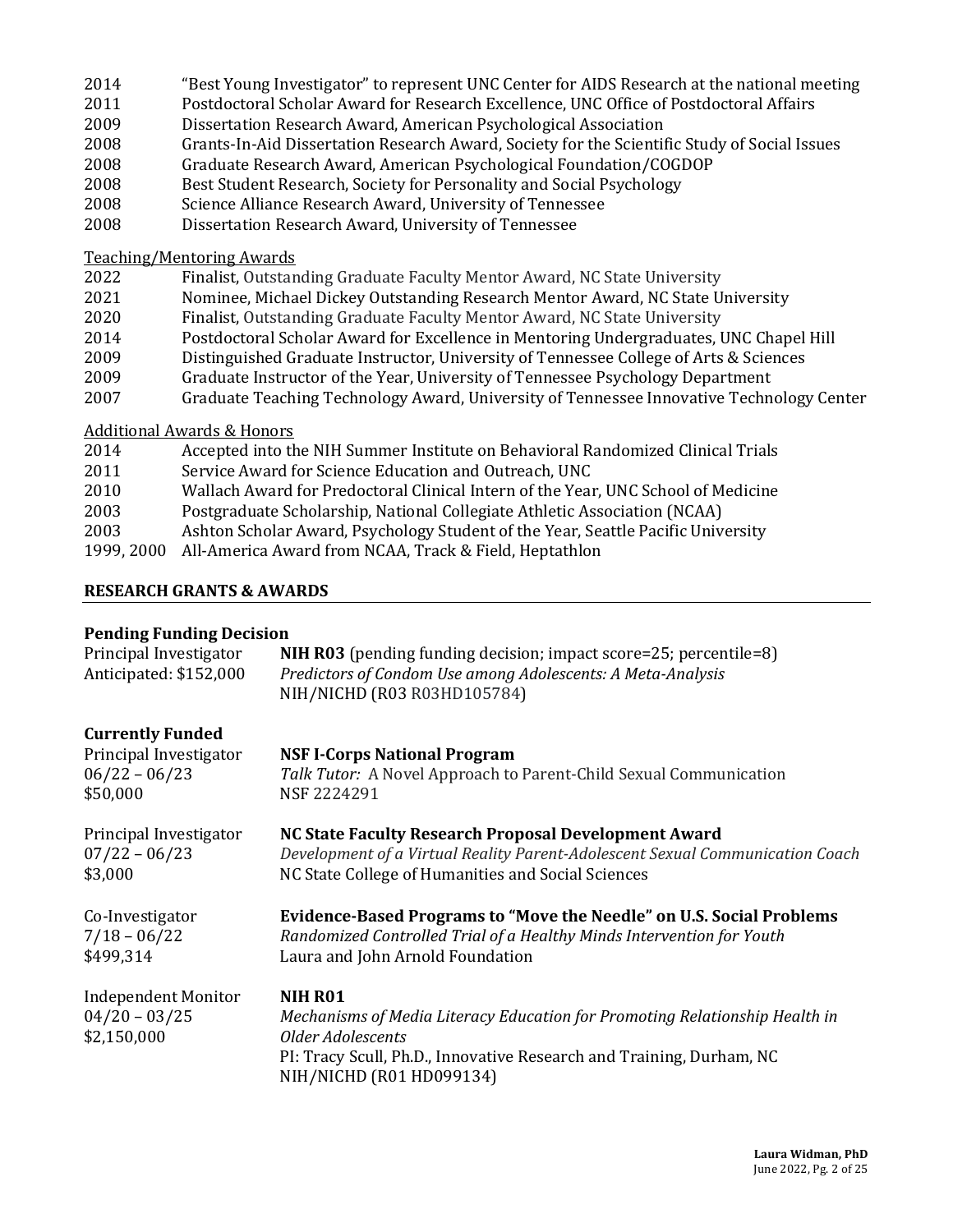2014 "Best Young Investigator" to represent UNC Center for AIDS Research at the national meeting
2011 Postdoctoral Scholar Award for Research Excellence, UNC Office of Postdoctoral Affairs
2009 Dissertation Research Award, American Psychological Association
2008 Grants-In-Aid Dissertation Research Award, Society for the Scientific Study of Social Issues
2008 Graduate Research Award, American Psychological Foundation/COGDOP
2008 Best Student Research, Society for Personality and Social Psychology
2008 Science Alliance Research Award, University of Tennessee
2008 Dissertation Research Award, University of Tennessee

Teaching/Mentoring Awards

2022 Finalist, Outstanding Graduate Faculty Mentor Award, NC State University
2021 Nominee, Michael Dickey Outstanding Research Mentor Award, NC State University
2020 Finalist, Outstanding Graduate Faculty Mentor Award, NC State University
2014 Postdoctoral Scholar Award for Excellence in Mentoring Undergraduates, UNC Chapel Hill
2009 Distinguished Graduate Instructor, University of Tennessee College of Arts & Sciences
2009 Graduate Instructor of the Year, University of Tennessee Psychology Department
2007 Graduate Teaching Technology Award, University of Tennessee Innovative Technology Center

Additional Awards & Honors

2014 Accepted into the NIH Summer Institute on Behavioral Randomized Clinical Trials
2011 Service Award for Science Education and Outreach, UNC
2010 Wallach Award for Predoctoral Clinical Intern of the Year, UNC School of Medicine
2003 Postgraduate Scholarship, National Collegiate Athletic Association (NCAA)
2003 Ashton Scholar Award, Psychology Student of the Year, Seattle Pacific University
1999, 2000 All-America Award from NCAA, Track & Field, Heptathlon

## RESEARCH GRANTS & AWARDS

**Pending Funding Decision**

Principal Investigator
Anticipated: $152,000

**NIH R03** (pending funding decision; impact score=25; percentile=8)
*Predictors of Condom Use among Adolescents: A Meta-Analysis*
NIH/NICHD (R03 R03HD105784)

**Currently Funded**

Principal Investigator
06/22 – 06/23
$50,000

**NSF I-Corps National Program**
*Talk Tutor:* A Novel Approach to Parent-Child Sexual Communication
NSF 2224291

Principal Investigator
07/22 – 06/23
$3,000

**NC State Faculty Research Proposal Development Award**
*Development of a Virtual Reality Parent-Adolescent Sexual Communication Coach*
NC State College of Humanities and Social Sciences

Co-Investigator
7/18 – 06/22
$499,314

**Evidence-Based Programs to "Move the Needle" on U.S. Social Problems**
*Randomized Controlled Trial of a Healthy Minds Intervention for Youth*
Laura and John Arnold Foundation

Independent Monitor
04/20 – 03/25
$2,150,000

**NIH R01**
*Mechanisms of Media Literacy Education for Promoting Relationship Health in Older Adolescents*
PI: Tracy Scull, Ph.D., Innovative Research and Training, Durham, NC
NIH/NICHD (R01 HD099134)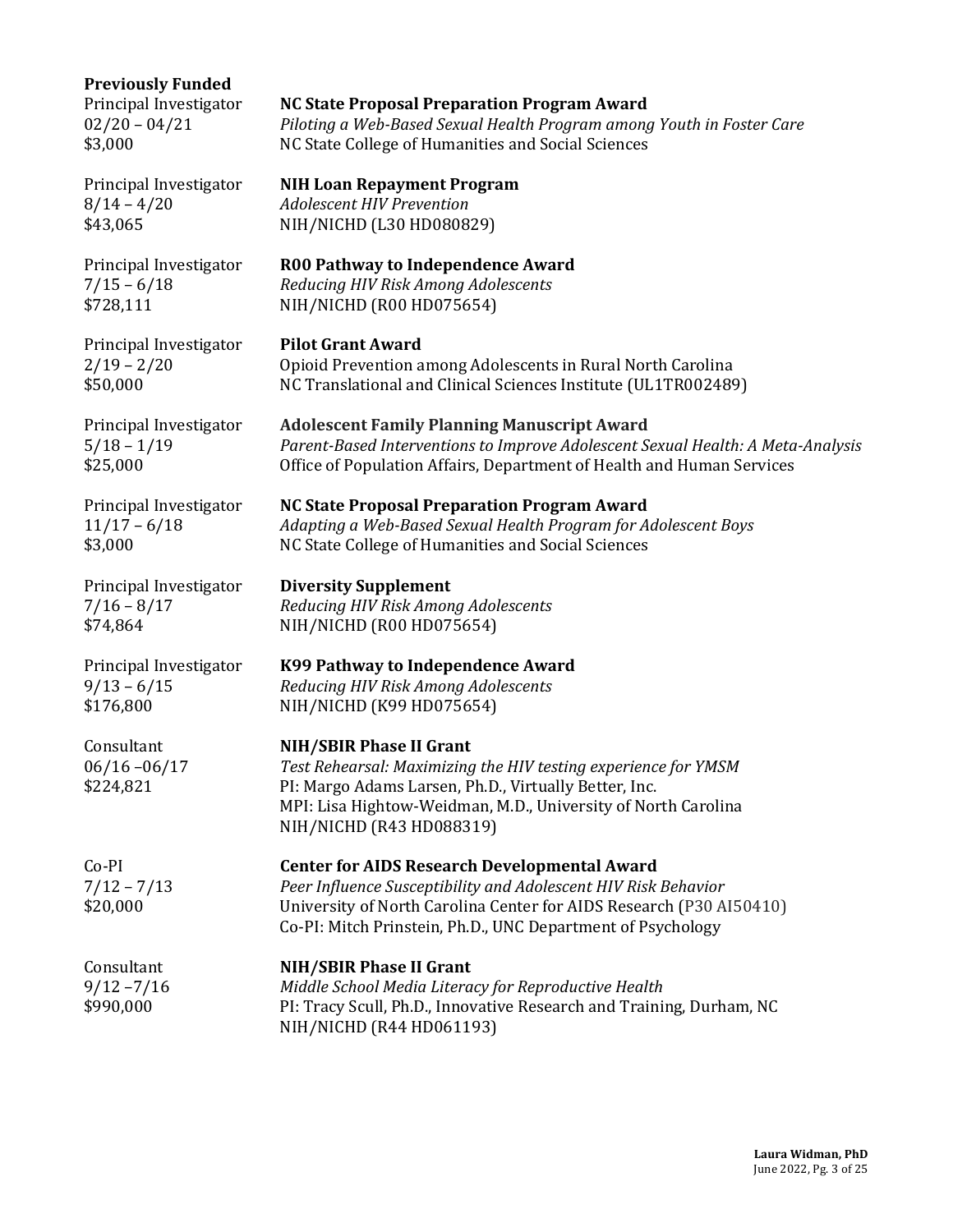**Previously Funded**

Principal Investigator
02/20 – 04/21
$3,000

**NC State Proposal Preparation Program Award**
*Piloting a Web-Based Sexual Health Program among Youth in Foster Care*
NC State College of Humanities and Social Sciences

Principal Investigator
8/14 – 4/20
$43,065

**NIH Loan Repayment Program**
*Adolescent HIV Prevention*
NIH/NICHD (L30 HD080829)

Principal Investigator
7/15 – 6/18
$728,111

**R00 Pathway to Independence Award**
*Reducing HIV Risk Among Adolescents*
NIH/NICHD (R00 HD075654)

Principal Investigator
2/19 – 2/20
$50,000

**Pilot Grant Award**
Opioid Prevention among Adolescents in Rural North Carolina
NC Translational and Clinical Sciences Institute (UL1TR002489)

Principal Investigator
5/18 – 1/19
$25,000

**Adolescent Family Planning Manuscript Award**
*Parent-Based Interventions to Improve Adolescent Sexual Health: A Meta-Analysis*
Office of Population Affairs, Department of Health and Human Services

Principal Investigator
11/17 – 6/18
$3,000

**NC State Proposal Preparation Program Award**
*Adapting a Web-Based Sexual Health Program for Adolescent Boys*
NC State College of Humanities and Social Sciences

Principal Investigator
7/16 – 8/17
$74,864

**Diversity Supplement**
*Reducing HIV Risk Among Adolescents*
NIH/NICHD (R00 HD075654)

Principal Investigator
9/13 – 6/15
$176,800

**K99 Pathway to Independence Award**
*Reducing HIV Risk Among Adolescents*
NIH/NICHD (K99 HD075654)

Consultant
06/16 –06/17
$224,821

**NIH/SBIR Phase II Grant**
*Test Rehearsal: Maximizing the HIV testing experience for YMSM*
PI: Margo Adams Larsen, Ph.D., Virtually Better, Inc.
MPI: Lisa Hightow-Weidman, M.D., University of North Carolina
NIH/NICHD (R43 HD088319)

Co-PI
7/12 – 7/13
$20,000

**Center for AIDS Research Developmental Award**
*Peer Influence Susceptibility and Adolescent HIV Risk Behavior*
University of North Carolina Center for AIDS Research (P30 AI50410)
Co-PI: Mitch Prinstein, Ph.D., UNC Department of Psychology

Consultant
9/12 –7/16
$990,000

**NIH/SBIR Phase II Grant**
*Middle School Media Literacy for Reproductive Health*
PI: Tracy Scull, Ph.D., Innovative Research and Training, Durham, NC
NIH/NICHD (R44 HD061193)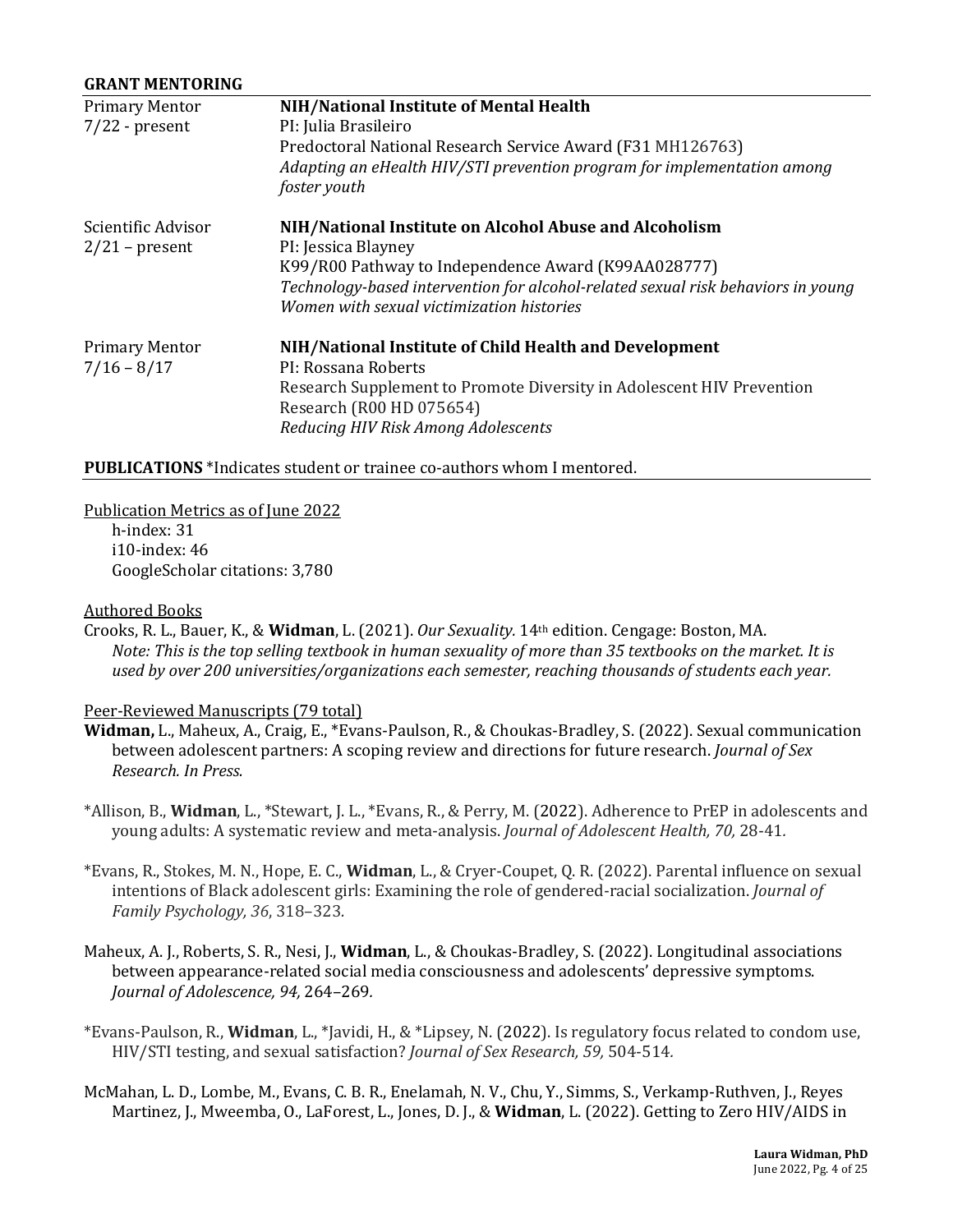## GRANT MENTORING

| | |
|---|---|
| Primary Mentor<br>7/22 - present | **NIH/National Institute of Mental Health**<br>PI: Julia Brasileiro<br>Predoctoral National Research Service Award (F31 MH126763)<br>*Adapting an eHealth HIV/STI prevention program for implementation among foster youth* |
| Scientific Advisor<br>2/21 – present | **NIH/National Institute on Alcohol Abuse and Alcoholism**<br>PI: Jessica Blayney<br>K99/R00 Pathway to Independence Award (K99AA028777)<br>*Technology-based intervention for alcohol-related sexual risk behaviors in young Women with sexual victimization histories* |
| Primary Mentor<br>7/16 – 8/17 | **NIH/National Institute of Child Health and Development**<br>PI: Rossana Roberts<br>Research Supplement to Promote Diversity in Adolescent HIV Prevention Research (R00 HD 075654)<br>*Reducing HIV Risk Among Adolescents* |

## PUBLICATIONS *Indicates student or trainee co-authors whom I mentored.

Publication Metrics as of June 2022

h-index: 31
i10-index: 46
GoogleScholar citations: 3,780

Authored Books

Crooks, R. L., Bauer, K., & **Widman**, L. (2021). *Our Sexuality.* 14th edition. Cengage: Boston, MA. *Note: This is the top selling textbook in human sexuality of more than 35 textbooks on the market. It is used by over 200 universities/organizations each semester, reaching thousands of students each year.*

Peer-Reviewed Manuscripts (79 total)

**Widman,** L., Maheux, A., Craig, E., *Evans-Paulson, R., & Choukas-Bradley, S. (2022). Sexual communication between adolescent partners: A scoping review and directions for future research. *Journal of Sex Research. In Press.*

*Allison, B., **Widman**, L., *Stewart, J. L., *Evans, R., & Perry, M. (2022). Adherence to PrEP in adolescents and young adults: A systematic review and meta-analysis. *Journal of Adolescent Health, 70,* 28-41.

*Evans, R., Stokes, M. N., Hope, E. C., **Widman**, L., & Cryer-Coupet, Q. R. (2022). Parental influence on sexual intentions of Black adolescent girls: Examining the role of gendered-racial socialization. *Journal of Family Psychology, 36*, 318–323.

Maheux, A. J., Roberts, S. R., Nesi, J., **Widman**, L., & Choukas-Bradley, S. (2022). Longitudinal associations between appearance-related social media consciousness and adolescents' depressive symptoms. *Journal of Adolescence, 94,* 264–269.

*Evans-Paulson, R., **Widman**, L., *Javidi, H., & *Lipsey, N. (2022). Is regulatory focus related to condom use, HIV/STI testing, and sexual satisfaction? *Journal of Sex Research, 59,* 504-514.

McMahan, L. D., Lombe, M., Evans, C. B. R., Enelamah, N. V., Chu, Y., Simms, S., Verkamp-Ruthven, J., Reyes Martinez, J., Mweemba, O., LaForest, L., Jones, D. J., & **Widman**, L. (2022). Getting to Zero HIV/AIDS in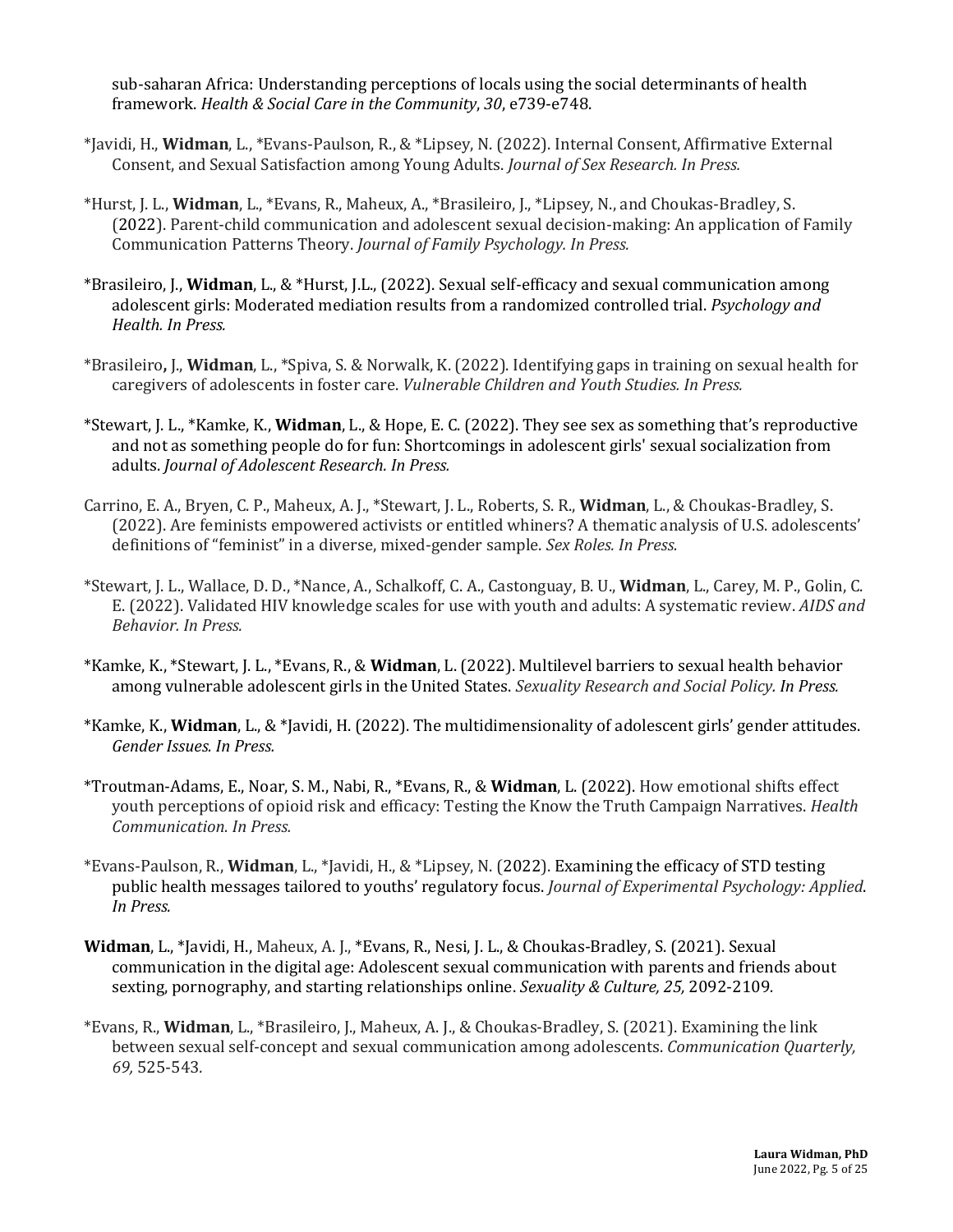sub-saharan Africa: Understanding perceptions of locals using the social determinants of health framework. *Health & Social Care in the Community*, *30*, e739-e748.

*Javidi, H., **Widman**, L., *Evans-Paulson, R., & *Lipsey, N. (2022). Internal Consent, Affirmative External Consent, and Sexual Satisfaction among Young Adults. *Journal of Sex Research. In Press.*

*Hurst, J. L., **Widman**, L., *Evans, R., Maheux, A., *Brasileiro, J., *Lipsey, N., and Choukas-Bradley, S. (2022). Parent-child communication and adolescent sexual decision-making: An application of Family Communication Patterns Theory. *Journal of Family Psychology. In Press.*

*Brasileiro, J., **Widman**, L., & *Hurst, J.L., (2022). Sexual self-efficacy and sexual communication among adolescent girls: Moderated mediation results from a randomized controlled trial. *Psychology and Health. In Press.*

*Brasileiro, J., **Widman**, L., *Spiva, S. & Norwalk, K. (2022). Identifying gaps in training on sexual health for caregivers of adolescents in foster care. *Vulnerable Children and Youth Studies. In Press.*

*Stewart, J. L., *Kamke, K., **Widman**, L., & Hope, E. C. (2022). They see sex as something that's reproductive and not as something people do for fun: Shortcomings in adolescent girls' sexual socialization from adults. *Journal of Adolescent Research. In Press.*

Carrino, E. A., Bryen, C. P., Maheux, A. J., *Stewart, J. L., Roberts, S. R., **Widman**, L., & Choukas-Bradley, S. (2022). Are feminists empowered activists or entitled whiners? A thematic analysis of U.S. adolescents' definitions of "feminist" in a diverse, mixed-gender sample. *Sex Roles. In Press.*

*Stewart, J. L., Wallace, D. D., *Nance, A., Schalkoff, C. A., Castonguay, B. U., **Widman**, L., Carey, M. P., Golin, C. E. (2022). Validated HIV knowledge scales for use with youth and adults: A systematic review. *AIDS and Behavior. In Press.*

*Kamke, K., *Stewart, J. L., *Evans, R., & **Widman**, L. (2022). Multilevel barriers to sexual health behavior among vulnerable adolescent girls in the United States. *Sexuality Research and Social Policy. In Press.*

*Kamke, K., **Widman**, L., & *Javidi, H. (2022). The multidimensionality of adolescent girls' gender attitudes. *Gender Issues. In Press.*

*Troutman-Adams, E., Noar, S. M., Nabi, R., *Evans, R., & **Widman**, L. (2022). How emotional shifts effect youth perceptions of opioid risk and efficacy: Testing the Know the Truth Campaign Narratives. *Health Communication. In Press.*

*Evans-Paulson, R., **Widman**, L., *Javidi, H., & *Lipsey, N. (2022). Examining the efficacy of STD testing public health messages tailored to youths' regulatory focus. *Journal of Experimental Psychology: Applied*. *In Press.*

**Widman**, L., *Javidi, H., Maheux, A. J., *Evans, R., Nesi, J. L., & Choukas-Bradley, S. (2021). Sexual communication in the digital age: Adolescent sexual communication with parents and friends about sexting, pornography, and starting relationships online. *Sexuality & Culture, 25,* 2092-2109.

*Evans, R., **Widman**, L., *Brasileiro, J., Maheux, A. J., & Choukas-Bradley, S. (2021). Examining the link between sexual self-concept and sexual communication among adolescents. *Communication Quarterly, 69,* 525-543.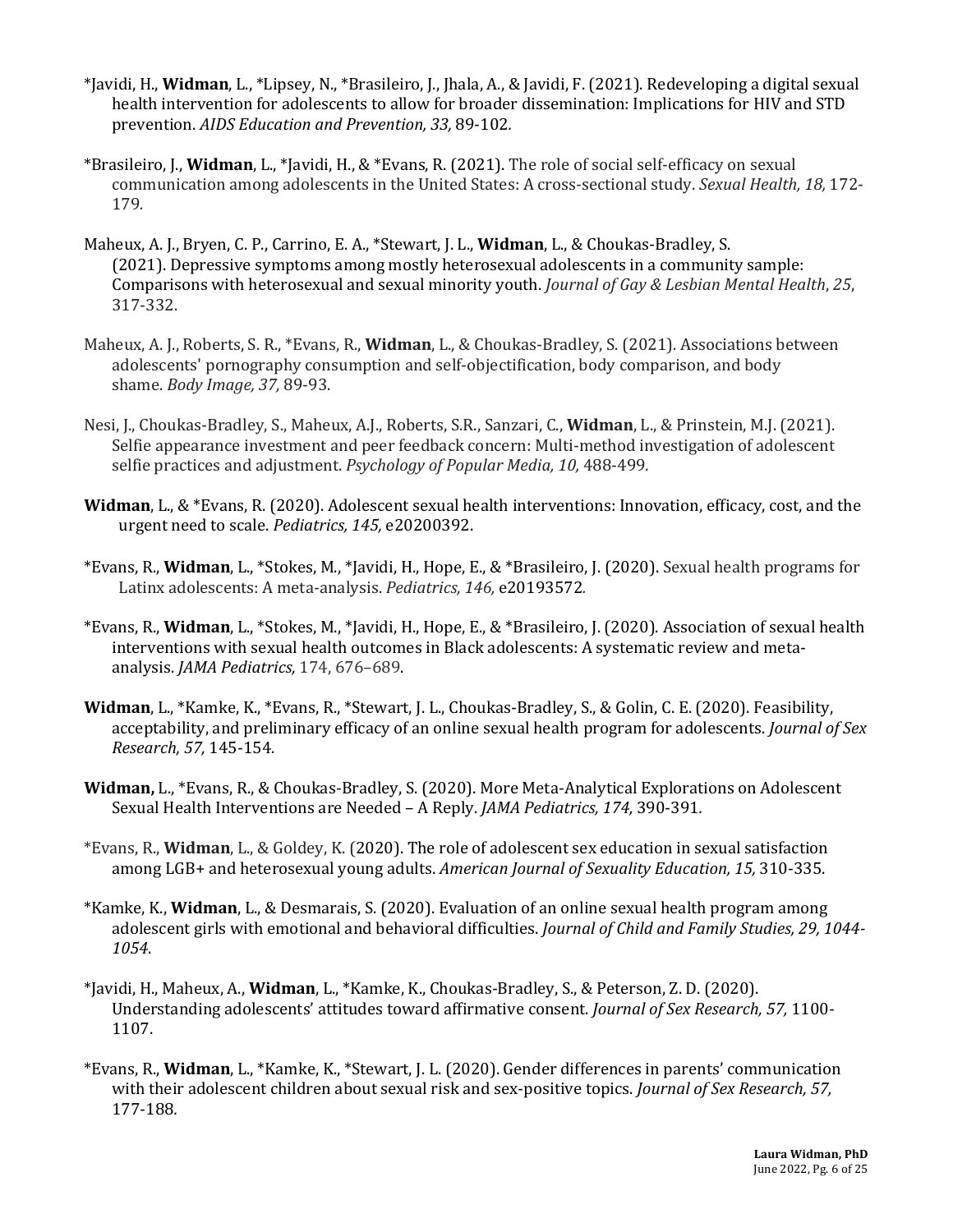*Javidi, H., **Widman**, L., *Lipsey, N., *Brasileiro, J., Jhala, A., & Javidi, F. (2021). Redeveloping a digital sexual health intervention for adolescents to allow for broader dissemination: Implications for HIV and STD prevention. *AIDS Education and Prevention, 33,* 89-102.

*Brasileiro, J., **Widman**, L., *Javidi, H., & *Evans, R. (2021). The role of social self-efficacy on sexual communication among adolescents in the United States: A cross-sectional study. *Sexual Health, 18,* 172-179.

Maheux, A. J., Bryen, C. P., Carrino, E. A., *Stewart, J. L., **Widman**, L., & Choukas-Bradley, S. (2021). Depressive symptoms among mostly heterosexual adolescents in a community sample: Comparisons with heterosexual and sexual minority youth. *Journal of Gay & Lesbian Mental Health*, *25*, 317-332.

Maheux, A. J., Roberts, S. R., *Evans, R., **Widman**, L., & Choukas-Bradley, S. (2021). Associations between adolescents' pornography consumption and self-objectification, body comparison, and body shame. *Body Image, 37,* 89-93.

Nesi, J., Choukas-Bradley, S., Maheux, A.J., Roberts, S.R., Sanzari, C., **Widman**, L., & Prinstein, M.J. (2021). Selfie appearance investment and peer feedback concern: Multi-method investigation of adolescent selfie practices and adjustment. *Psychology of Popular Media, 10,* 488-499.

**Widman**, L., & *Evans, R. (2020). Adolescent sexual health interventions: Innovation, efficacy, cost, and the urgent need to scale. *Pediatrics, 145,* e20200392.

*Evans, R., **Widman**, L., *Stokes, M., *Javidi, H., Hope, E., & *Brasileiro, J. (2020). Sexual health programs for Latinx adolescents: A meta-analysis. *Pediatrics, 146,* e20193572.

*Evans, R., **Widman**, L., *Stokes, M., *Javidi, H., Hope, E., & *Brasileiro, J. (2020). Association of sexual health interventions with sexual health outcomes in Black adolescents: A systematic review and meta-analysis. *JAMA Pediatrics,* 174, 676–689.

**Widman**, L., *Kamke, K., *Evans, R., *Stewart, J. L., Choukas-Bradley, S., & Golin, C. E. (2020). Feasibility, acceptability, and preliminary efficacy of an online sexual health program for adolescents. *Journal of Sex Research, 57,* 145-154.

**Widman,** L., *Evans, R., & Choukas-Bradley, S. (2020). More Meta-Analytical Explorations on Adolescent Sexual Health Interventions are Needed – A Reply. *JAMA Pediatrics, 174,* 390-391.

*Evans, R., **Widman**, L., & Goldey, K. (2020). The role of adolescent sex education in sexual satisfaction among LGB+ and heterosexual young adults. *American Journal of Sexuality Education, 15,* 310-335.

*Kamke, K., **Widman**, L., & Desmarais, S. (2020). Evaluation of an online sexual health program among adolescent girls with emotional and behavioral difficulties. *Journal of Child and Family Studies, 29, 1044-1054*.

*Javidi, H., Maheux, A., **Widman**, L., *Kamke, K., Choukas-Bradley, S., & Peterson, Z. D. (2020). Understanding adolescents' attitudes toward affirmative consent. *Journal of Sex Research, 57,* 1100-1107.

*Evans, R., **Widman**, L., *Kamke, K., *Stewart, J. L. (2020). Gender differences in parents' communication with their adolescent children about sexual risk and sex-positive topics. *Journal of Sex Research, 57,* 177-188.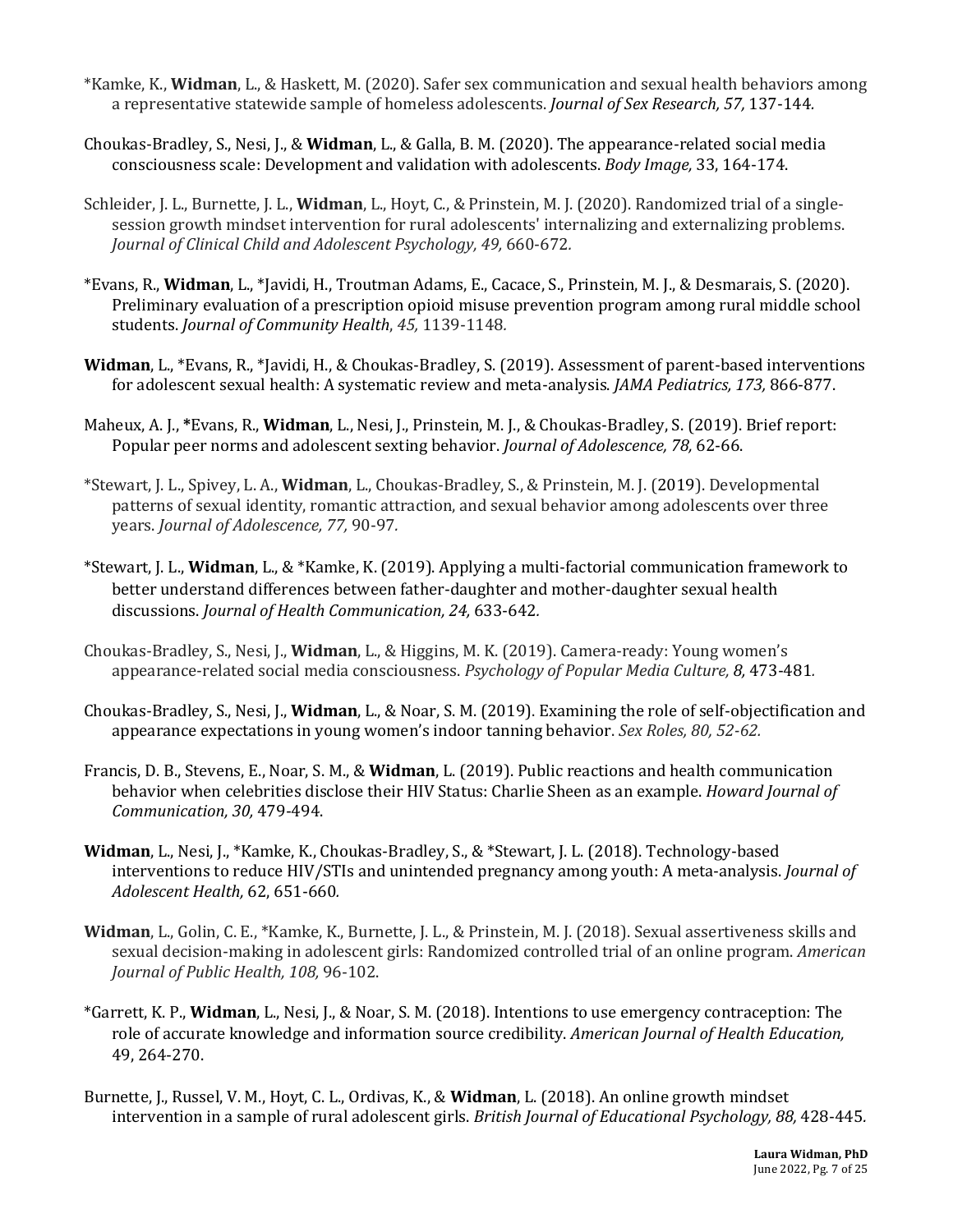*Kamke, K., **Widman**, L., & Haskett, M. (2020). Safer sex communication and sexual health behaviors among a representative statewide sample of homeless adolescents. *Journal of Sex Research, 57,* 137-144.

Choukas-Bradley, S., Nesi, J., & **Widman**, L., & Galla, B. M. (2020). The appearance-related social media consciousness scale: Development and validation with adolescents. *Body Image,* 33, 164-174.

Schleider, J. L., Burnette, J. L., **Widman**, L., Hoyt, C., & Prinstein, M. J. (2020). Randomized trial of a single-session growth mindset intervention for rural adolescents' internalizing and externalizing problems. *Journal of Clinical Child and Adolescent Psychology, 49,* 660-672*.*

*Evans, R., **Widman**, L., *Javidi, H., Troutman Adams, E., Cacace, S., Prinstein, M. J., & Desmarais, S. (2020). Preliminary evaluation of a prescription opioid misuse prevention program among rural middle school students. *Journal of Community Health*, *45,* 1139-1148*.*

**Widman**, L., *Evans, R., *Javidi, H., & Choukas-Bradley, S. (2019). Assessment of parent-based interventions for adolescent sexual health: A systematic review and meta-analysis. *JAMA Pediatrics, 173,* 866-877.

Maheux, A. J., ***Evans, R., **Widman**, L., Nesi, J., Prinstein, M. J., & Choukas-Bradley, S. (2019). Brief report: Popular peer norms and adolescent sexting behavior. *Journal of Adolescence, 78,* 62-66.

*Stewart, J. L., Spivey, L. A., **Widman**, L., Choukas-Bradley, S., & Prinstein, M. J. (2019). Developmental patterns of sexual identity, romantic attraction, and sexual behavior among adolescents over three years. *Journal of Adolescence, 77,* 90-97*.*

*Stewart, J. L., **Widman**, L., & *Kamke, K. (2019). Applying a multi-factorial communication framework to better understand differences between father-daughter and mother-daughter sexual health discussions. *Journal of Health Communication, 24,* 633-642*.*

Choukas-Bradley, S., Nesi, J., **Widman**, L., & Higgins, M. K. (2019). Camera-ready: Young women's appearance-related social media consciousness. *Psychology of Popular Media Culture, 8,* 473-481*.*

Choukas-Bradley, S., Nesi, J., **Widman**, L., & Noar, S. M. (2019). Examining the role of self-objectification and appearance expectations in young women's indoor tanning behavior. *Sex Roles, 80, 52-62.*

Francis, D. B., Stevens, E., Noar, S. M., & **Widman**, L. (2019). Public reactions and health communication behavior when celebrities disclose their HIV Status: Charlie Sheen as an example. *Howard Journal of Communication, 30,* 479-494.

**Widman**, L., Nesi, J., *Kamke, K., Choukas-Bradley, S., & *Stewart, J. L. (2018). Technology-based interventions to reduce HIV/STIs and unintended pregnancy among youth: A meta-analysis. *Journal of Adolescent Health,* 62, 651-660*.*

**Widman**, L., Golin, C. E., *Kamke, K., Burnette, J. L., & Prinstein, M. J. (2018). Sexual assertiveness skills and sexual decision-making in adolescent girls: Randomized controlled trial of an online program. *American Journal of Public Health, 108,* 96-102.

*Garrett, K. P., **Widman**, L., Nesi, J., & Noar, S. M. (2018). Intentions to use emergency contraception: The role of accurate knowledge and information source credibility. *American Journal of Health Education,* 49, 264-270.

Burnette, J., Russel, V. M., Hoyt, C. L., Ordivas, K., & **Widman**, L. (2018). An online growth mindset intervention in a sample of rural adolescent girls. *British Journal of Educational Psychology, 88,* 428-445*.*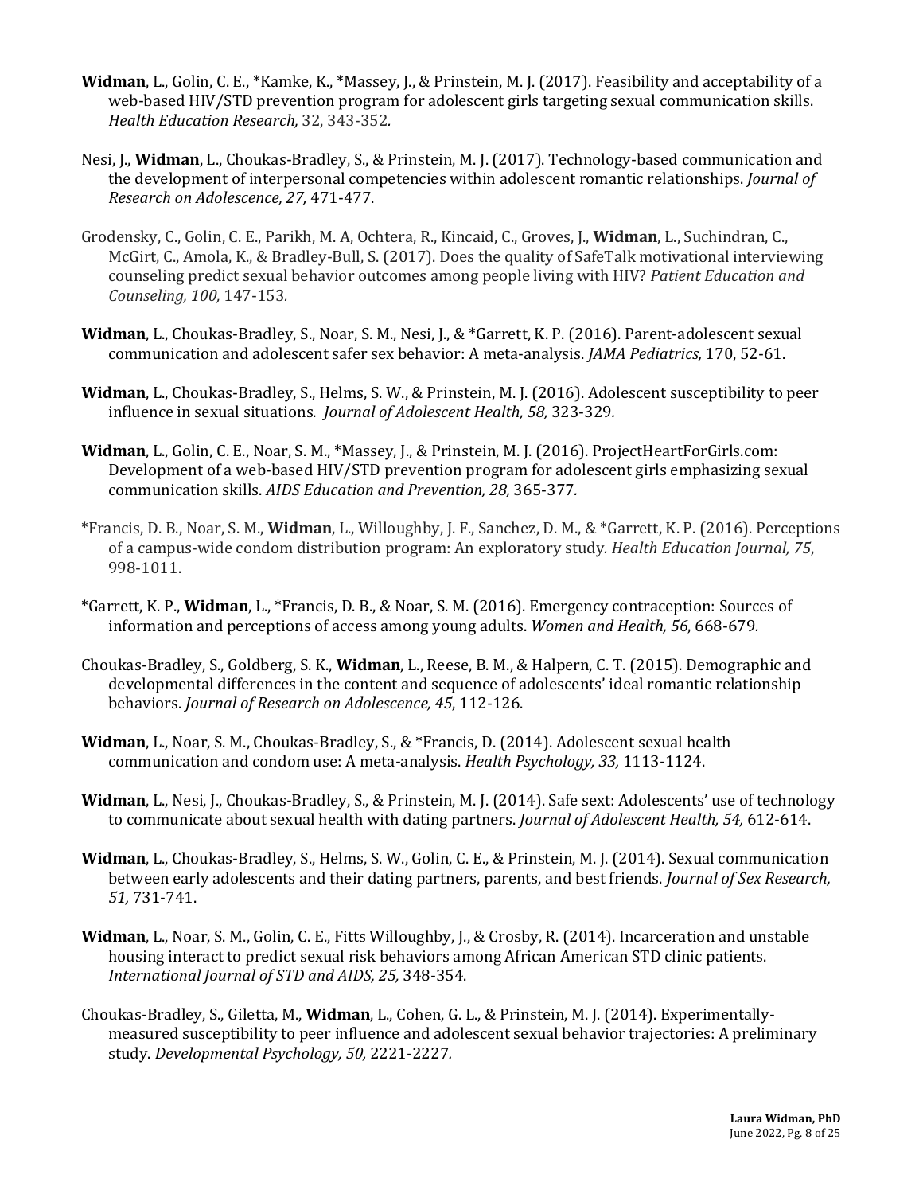**Widman**, L., Golin, C. E., *Kamke, K., *Massey, J., & Prinstein, M. J. (2017). Feasibility and acceptability of a web-based HIV/STD prevention program for adolescent girls targeting sexual communication skills. *Health Education Research,* 32, 343-352.

Nesi, J., **Widman**, L., Choukas-Bradley, S., & Prinstein, M. J. (2017). Technology-based communication and the development of interpersonal competencies within adolescent romantic relationships. *Journal of Research on Adolescence, 27,* 471-477.

Grodensky, C., Golin, C. E., Parikh, M. A, Ochtera, R., Kincaid, C., Groves, J., **Widman**, L., Suchindran, C., McGirt, C., Amola, K., & Bradley-Bull, S. (2017). Does the quality of SafeTalk motivational interviewing counseling predict sexual behavior outcomes among people living with HIV? *Patient Education and Counseling, 100,* 147-153.

**Widman**, L., Choukas-Bradley, S., Noar, S. M., Nesi, J., & *Garrett, K. P. (2016). Parent-adolescent sexual communication and adolescent safer sex behavior: A meta-analysis. *JAMA Pediatrics,* 170, 52-61.

**Widman**, L., Choukas-Bradley, S., Helms, S. W., & Prinstein, M. J. (2016). Adolescent susceptibility to peer influence in sexual situations. *Journal of Adolescent Health, 58,* 323-329.

**Widman**, L., Golin, C. E., Noar, S. M., *Massey, J., & Prinstein, M. J. (2016). ProjectHeartForGirls.com: Development of a web-based HIV/STD prevention program for adolescent girls emphasizing sexual communication skills. *AIDS Education and Prevention, 28,* 365-377.

*Francis, D. B., Noar, S. M., **Widman**, L., Willoughby, J. F., Sanchez, D. M., & *Garrett, K. P. (2016). Perceptions of a campus-wide condom distribution program: An exploratory study. *Health Education Journal, 75*, 998-1011.

*Garrett, K. P., **Widman**, L., *Francis, D. B., & Noar, S. M. (2016). Emergency contraception: Sources of information and perceptions of access among young adults. *Women and Health, 56*, 668-679.

Choukas-Bradley, S., Goldberg, S. K., **Widman**, L., Reese, B. M., & Halpern, C. T. (2015). Demographic and developmental differences in the content and sequence of adolescents' ideal romantic relationship behaviors. *Journal of Research on Adolescence, 45*, 112-126.

**Widman**, L., Noar, S. M., Choukas-Bradley, S., & *Francis, D. (2014). Adolescent sexual health communication and condom use: A meta-analysis. *Health Psychology, 33,* 1113-1124.

**Widman**, L., Nesi, J., Choukas-Bradley, S., & Prinstein, M. J. (2014). Safe sext: Adolescents' use of technology to communicate about sexual health with dating partners. *Journal of Adolescent Health, 54,* 612-614.

**Widman**, L., Choukas-Bradley, S., Helms, S. W., Golin, C. E., & Prinstein, M. J. (2014). Sexual communication between early adolescents and their dating partners, parents, and best friends. *Journal of Sex Research, 51,* 731-741.

**Widman**, L., Noar, S. M., Golin, C. E., Fitts Willoughby, J., & Crosby, R. (2014). Incarceration and unstable housing interact to predict sexual risk behaviors among African American STD clinic patients. *International Journal of STD and AIDS, 25,* 348-354.

Choukas-Bradley, S., Giletta, M., **Widman**, L., Cohen, G. L., & Prinstein, M. J. (2014). Experimentally-measured susceptibility to peer influence and adolescent sexual behavior trajectories: A preliminary study. *Developmental Psychology, 50,* 2221-2227.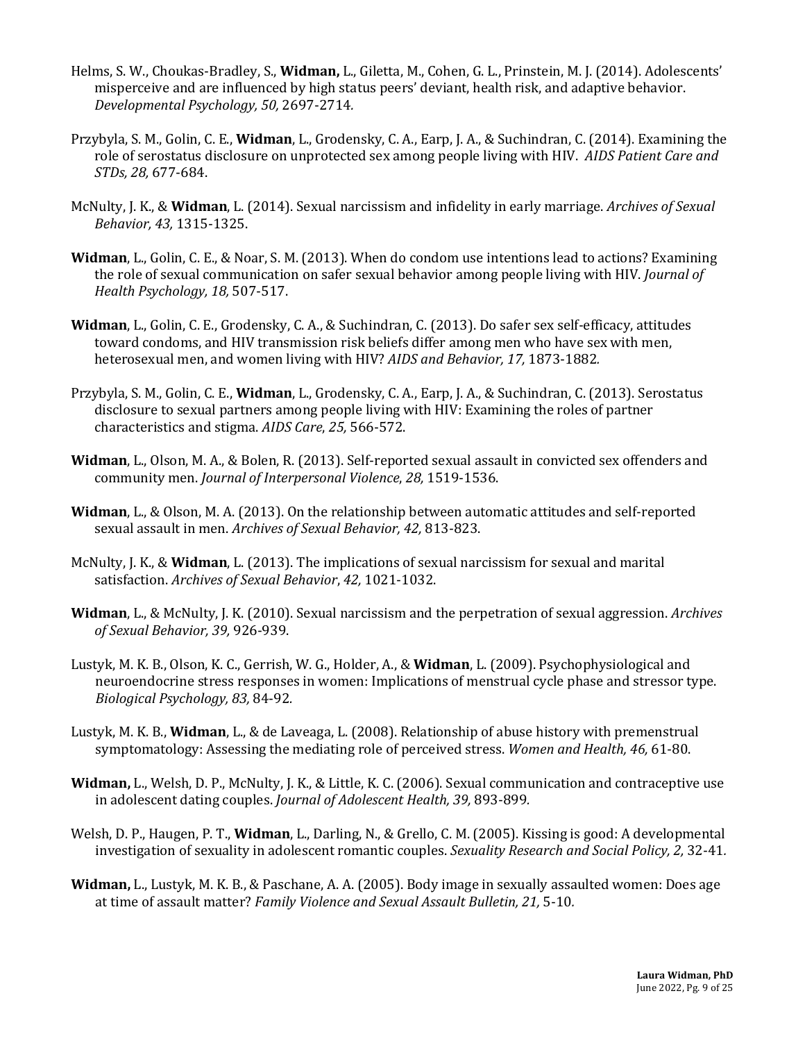Helms, S. W., Choukas-Bradley, S., **Widman,** L., Giletta, M., Cohen, G. L., Prinstein, M. J. (2014). Adolescents' misperceive and are influenced by high status peers' deviant, health risk, and adaptive behavior. *Developmental Psychology, 50,* 2697-2714.

Przybyla, S. M., Golin, C. E., **Widman**, L., Grodensky, C. A., Earp, J. A., & Suchindran, C. (2014). Examining the role of serostatus disclosure on unprotected sex among people living with HIV. *AIDS Patient Care and STDs, 28,* 677-684.

McNulty, J. K., & **Widman**, L. (2014). Sexual narcissism and infidelity in early marriage. *Archives of Sexual Behavior, 43,* 1315-1325.

**Widman**, L., Golin, C. E., & Noar, S. M. (2013). When do condom use intentions lead to actions? Examining the role of sexual communication on safer sexual behavior among people living with HIV. *Journal of Health Psychology, 18,* 507-517.

**Widman**, L., Golin, C. E., Grodensky, C. A., & Suchindran, C. (2013). Do safer sex self-efficacy, attitudes toward condoms, and HIV transmission risk beliefs differ among men who have sex with men, heterosexual men, and women living with HIV? *AIDS and Behavior, 17,* 1873-1882.

Przybyla, S. M., Golin, C. E., **Widman**, L., Grodensky, C. A., Earp, J. A., & Suchindran, C. (2013). Serostatus disclosure to sexual partners among people living with HIV: Examining the roles of partner characteristics and stigma. *AIDS Care*, *25,* 566-572.

**Widman**, L., Olson, M. A., & Bolen, R. (2013). Self-reported sexual assault in convicted sex offenders and community men. *Journal of Interpersonal Violence*, *28,* 1519-1536.

**Widman**, L., & Olson, M. A. (2013). On the relationship between automatic attitudes and self-reported sexual assault in men. *Archives of Sexual Behavior, 42,* 813-823.

McNulty, J. K., & **Widman**, L. (2013). The implications of sexual narcissism for sexual and marital satisfaction. *Archives of Sexual Behavior*, *42,* 1021-1032.

**Widman**, L., & McNulty, J. K. (2010). Sexual narcissism and the perpetration of sexual aggression. *Archives of Sexual Behavior, 39,* 926-939.

Lustyk, M. K. B., Olson, K. C., Gerrish, W. G., Holder, A., & **Widman**, L. (2009). Psychophysiological and neuroendocrine stress responses in women: Implications of menstrual cycle phase and stressor type. *Biological Psychology, 83,* 84-92.

Lustyk, M. K. B., **Widman**, L., & de Laveaga, L. (2008). Relationship of abuse history with premenstrual symptomatology: Assessing the mediating role of perceived stress. *Women and Health, 46,* 61-80.

**Widman,** L., Welsh, D. P., McNulty, J. K., & Little, K. C. (2006). Sexual communication and contraceptive use in adolescent dating couples. *Journal of Adolescent Health, 39,* 893-899.

Welsh, D. P., Haugen, P. T., **Widman**, L., Darling, N., & Grello, C. M. (2005). Kissing is good: A developmental investigation of sexuality in adolescent romantic couples. *Sexuality Research and Social Policy, 2,* 32-41.

**Widman,** L., Lustyk, M. K. B., & Paschane, A. A. (2005). Body image in sexually assaulted women: Does age at time of assault matter? *Family Violence and Sexual Assault Bulletin, 21,* 5-10.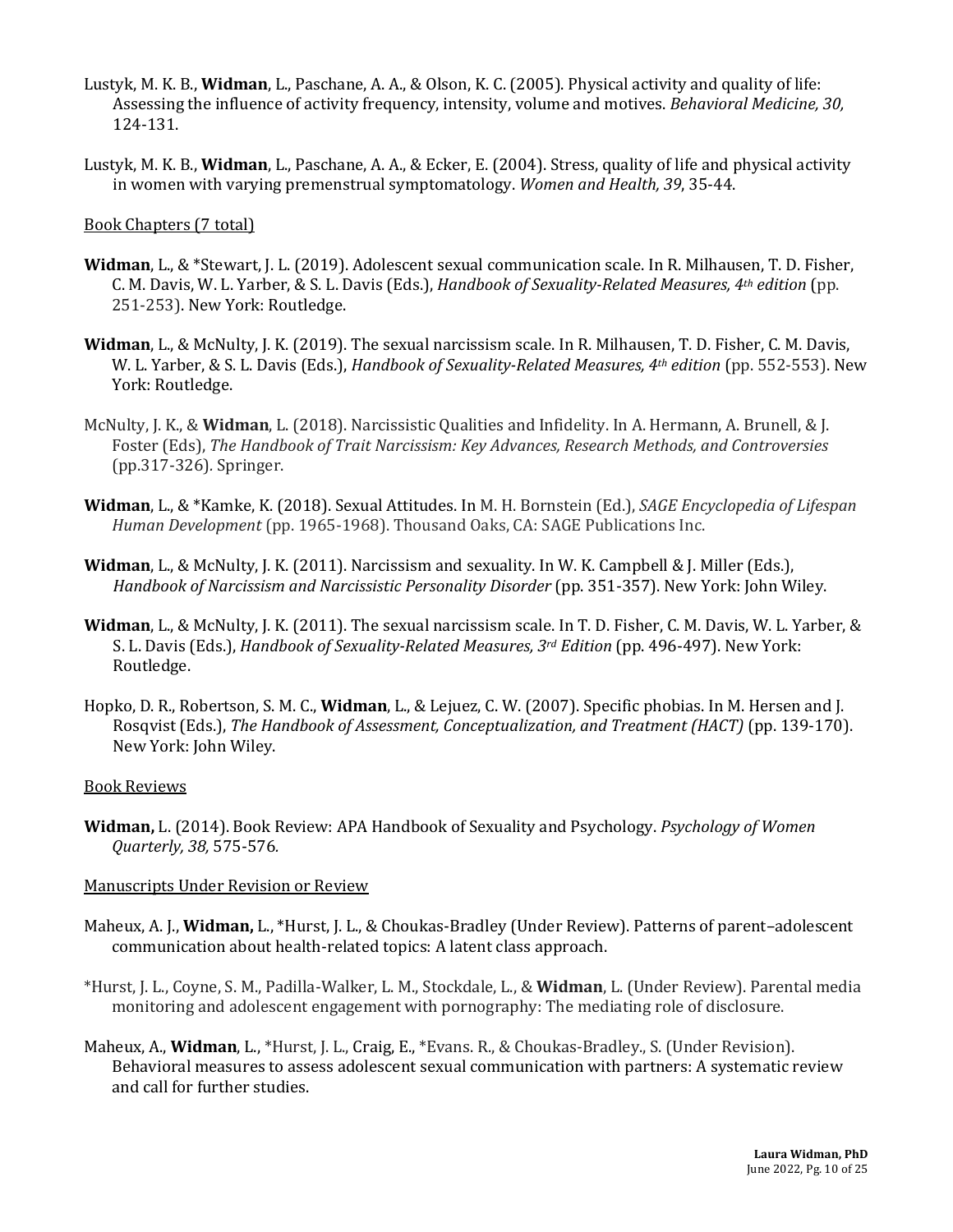Lustyk, M. K. B., **Widman**, L., Paschane, A. A., & Olson, K. C. (2005). Physical activity and quality of life: Assessing the influence of activity frequency, intensity, volume and motives. *Behavioral Medicine, 30,* 124-131.

Lustyk, M. K. B., **Widman**, L., Paschane, A. A., & Ecker, E. (2004). Stress, quality of life and physical activity in women with varying premenstrual symptomatology. *Women and Health, 39*, 35-44.

Book Chapters (7 total)

**Widman**, L., & *Stewart, J. L. (2019). Adolescent sexual communication scale. In R. Milhausen, T. D. Fisher, C. M. Davis, W. L. Yarber, & S. L. Davis (Eds.), *Handbook of Sexuality-Related Measures, 4th edition* (pp. 251-253). New York: Routledge.

**Widman**, L., & McNulty, J. K. (2019). The sexual narcissism scale. In R. Milhausen, T. D. Fisher, C. M. Davis, W. L. Yarber, & S. L. Davis (Eds.), *Handbook of Sexuality-Related Measures, 4th edition* (pp. 552-553). New York: Routledge.

McNulty, J. K., & **Widman**, L. (2018). Narcissistic Qualities and Infidelity. In A. Hermann, A. Brunell, & J. Foster (Eds), *The Handbook of Trait Narcissism: Key Advances, Research Methods, and Controversies* (pp.317-326). Springer.

**Widman**, L., & *Kamke, K. (2018). Sexual Attitudes. In M. H. Bornstein (Ed.), *SAGE Encyclopedia of Lifespan Human Development* (pp. 1965-1968). Thousand Oaks, CA: SAGE Publications Inc.

**Widman**, L., & McNulty, J. K. (2011). Narcissism and sexuality. In W. K. Campbell & J. Miller (Eds.), *Handbook of Narcissism and Narcissistic Personality Disorder* (pp. 351-357). New York: John Wiley.

**Widman**, L., & McNulty, J. K. (2011). The sexual narcissism scale. In T. D. Fisher, C. M. Davis, W. L. Yarber, & S. L. Davis (Eds.), *Handbook of Sexuality-Related Measures, 3rd Edition* (pp. 496-497). New York: Routledge.

Hopko, D. R., Robertson, S. M. C., **Widman**, L., & Lejuez, C. W. (2007). Specific phobias. In M. Hersen and J. Rosqvist (Eds.), *The Handbook of Assessment, Conceptualization, and Treatment (HACT)* (pp. 139-170). New York: John Wiley.

Book Reviews

**Widman,** L. (2014). Book Review: APA Handbook of Sexuality and Psychology. *Psychology of Women Quarterly, 38,* 575-576.

Manuscripts Under Revision or Review

Maheux, A. J., **Widman,** L., *Hurst, J. L., & Choukas-Bradley (Under Review). Patterns of parent–adolescent communication about health-related topics: A latent class approach.

*Hurst, J. L., Coyne, S. M., Padilla-Walker, L. M., Stockdale, L., & **Widman**, L. (Under Review). Parental media monitoring and adolescent engagement with pornography: The mediating role of disclosure.

Maheux, A., **Widman**, L., *Hurst, J. L., Craig, E., *Evans. R., & Choukas-Bradley., S. (Under Revision). Behavioral measures to assess adolescent sexual communication with partners: A systematic review and call for further studies.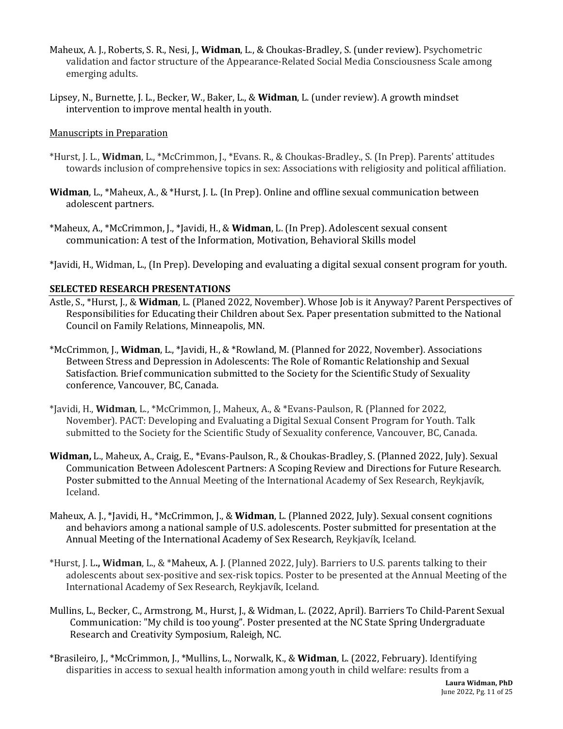Maheux, A. J., Roberts, S. R., Nesi, J., **Widman**, L., & Choukas-Bradley, S. (under review). Psychometric validation and factor structure of the Appearance-Related Social Media Consciousness Scale among emerging adults.

Lipsey, N., Burnette, J. L., Becker, W., Baker, L., & **Widman**, L. (under review). A growth mindset intervention to improve mental health in youth.

Manuscripts in Preparation

*Hurst, J. L., **Widman**, L., *McCrimmon, J., *Evans. R., & Choukas-Bradley., S. (In Prep). Parents' attitudes towards inclusion of comprehensive topics in sex: Associations with religiosity and political affiliation.

**Widman**, L., *Maheux, A., & *Hurst, J. L. (In Prep). Online and offline sexual communication between adolescent partners.

*Maheux, A., *McCrimmon, J., *Javidi, H., & **Widman**, L. (In Prep). Adolescent sexual consent communication: A test of the Information, Motivation, Behavioral Skills model

*Javidi, H., Widman, L., (In Prep). Developing and evaluating a digital sexual consent program for youth.

## SELECTED RESEARCH PRESENTATIONS

Astle, S., *Hurst, J., & **Widman**, L. (Planed 2022, November). Whose Job is it Anyway? Parent Perspectives of Responsibilities for Educating their Children about Sex. Paper presentation submitted to the National Council on Family Relations, Minneapolis, MN.

*McCrimmon, J., **Widman**, L., *Javidi, H., & *Rowland, M. (Planned for 2022, November). Associations Between Stress and Depression in Adolescents: The Role of Romantic Relationship and Sexual Satisfaction. Brief communication submitted to the Society for the Scientific Study of Sexuality conference, Vancouver, BC, Canada.

*Javidi, H., **Widman**, L., *McCrimmon, J., Maheux, A., & *Evans-Paulson, R. (Planned for 2022, November). PACT: Developing and Evaluating a Digital Sexual Consent Program for Youth. Talk submitted to the Society for the Scientific Study of Sexuality conference, Vancouver, BC, Canada.

**Widman,** L., Maheux, A., Craig, E., *Evans-Paulson, R., & Choukas-Bradley, S. (Planned 2022, July). Sexual Communication Between Adolescent Partners: A Scoping Review and Directions for Future Research. Poster submitted to the Annual Meeting of the International Academy of Sex Research, Reykjavík, Iceland.

Maheux, A. J., *Javidi, H., *McCrimmon, J., & **Widman**, L. (Planned 2022, July). Sexual consent cognitions and behaviors among a national sample of U.S. adolescents. Poster submitted for presentation at the Annual Meeting of the International Academy of Sex Research, Reykjavík, Iceland.

*Hurst, J. L**., Widman**, L., & *Maheux, A. J. (Planned 2022, July). Barriers to U.S. parents talking to their adolescents about sex-positive and sex-risk topics. Poster to be presented at the Annual Meeting of the International Academy of Sex Research, Reykjavík, Iceland.

Mullins, L., Becker, C., Armstrong, M., Hurst, J., & Widman, L. (2022, April). Barriers To Child-Parent Sexual Communication: "My child is too young". Poster presented at the NC State Spring Undergraduate Research and Creativity Symposium, Raleigh, NC.

*Brasileiro, J., *McCrimmon, J., *Mullins, L., Norwalk, K., & **Widman**, L. (2022, February). Identifying disparities in access to sexual health information among youth in child welfare: results from a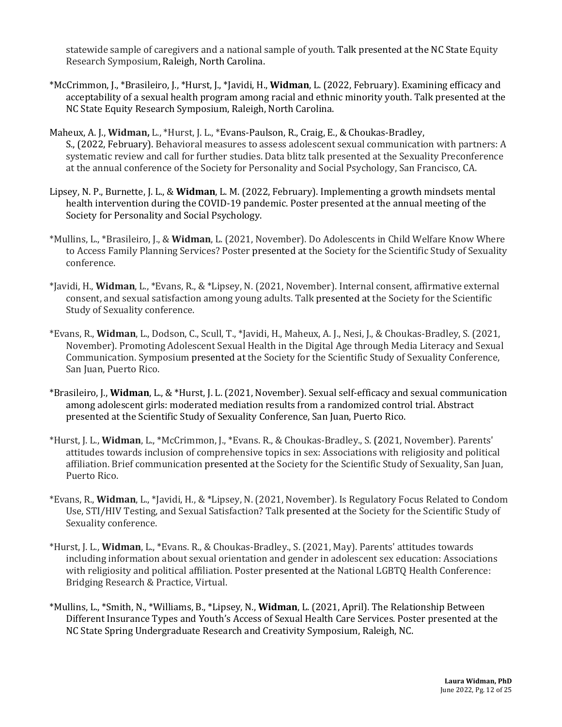statewide sample of caregivers and a national sample of youth. Talk presented at the NC State Equity Research Symposium, Raleigh, North Carolina.

*McCrimmon, J., *Brasileiro, J., *Hurst, J., *Javidi, H., **Widman**, L. (2022, February). Examining efficacy and acceptability of a sexual health program among racial and ethnic minority youth. Talk presented at the NC State Equity Research Symposium, Raleigh, North Carolina.

Maheux, A. J., **Widman,** L., *Hurst, J. L., *Evans-Paulson, R., Craig, E., & Choukas-Bradley, S., (2022, February). Behavioral measures to assess adolescent sexual communication with partners: A systematic review and call for further studies. Data blitz talk presented at the Sexuality Preconference at the annual conference of the Society for Personality and Social Psychology, San Francisco, CA.

Lipsey, N. P., Burnette, J. L., & **Widman**, L. M. (2022, February). Implementing a growth mindsets mental health intervention during the COVID-19 pandemic. Poster presented at the annual meeting of the Society for Personality and Social Psychology.

*Mullins, L., *Brasileiro, J., & **Widman**, L. (2021, November). Do Adolescents in Child Welfare Know Where to Access Family Planning Services? Poster presented at the Society for the Scientific Study of Sexuality conference.

*Javidi, H., **Widman**, L., *Evans, R., & *Lipsey, N. (2021, November). Internal consent, affirmative external consent, and sexual satisfaction among young adults. Talk presented at the Society for the Scientific Study of Sexuality conference.

*Evans, R., **Widman**, L., Dodson, C., Scull, T., *Javidi, H., Maheux, A. J., Nesi, J., & Choukas-Bradley, S. (2021, November). Promoting Adolescent Sexual Health in the Digital Age through Media Literacy and Sexual Communication. Symposium presented at the Society for the Scientific Study of Sexuality Conference, San Juan, Puerto Rico.

*Brasileiro, J., **Widman**, L., & *Hurst, J. L. (2021, November). Sexual self-efficacy and sexual communication among adolescent girls: moderated mediation results from a randomized control trial. Abstract presented at the Scientific Study of Sexuality Conference, San Juan, Puerto Rico.

*Hurst, J. L., **Widman**, L., *McCrimmon, J., *Evans. R., & Choukas-Bradley., S. (2021, November). Parents' attitudes towards inclusion of comprehensive topics in sex: Associations with religiosity and political affiliation. Brief communication presented at the Society for the Scientific Study of Sexuality, San Juan, Puerto Rico.

*Evans, R., **Widman**, L., *Javidi, H., & *Lipsey, N. (2021, November). Is Regulatory Focus Related to Condom Use, STI/HIV Testing, and Sexual Satisfaction? Talk presented at the Society for the Scientific Study of Sexuality conference.

*Hurst, J. L., **Widman**, L., *Evans. R., & Choukas-Bradley., S. (2021, May). Parents' attitudes towards including information about sexual orientation and gender in adolescent sex education: Associations with religiosity and political affiliation. Poster presented at the National LGBTQ Health Conference: Bridging Research & Practice, Virtual.

*Mullins, L., *Smith, N., *Williams, B., *Lipsey, N., **Widman**, L. (2021, April). The Relationship Between Different Insurance Types and Youth's Access of Sexual Health Care Services. Poster presented at the NC State Spring Undergraduate Research and Creativity Symposium, Raleigh, NC.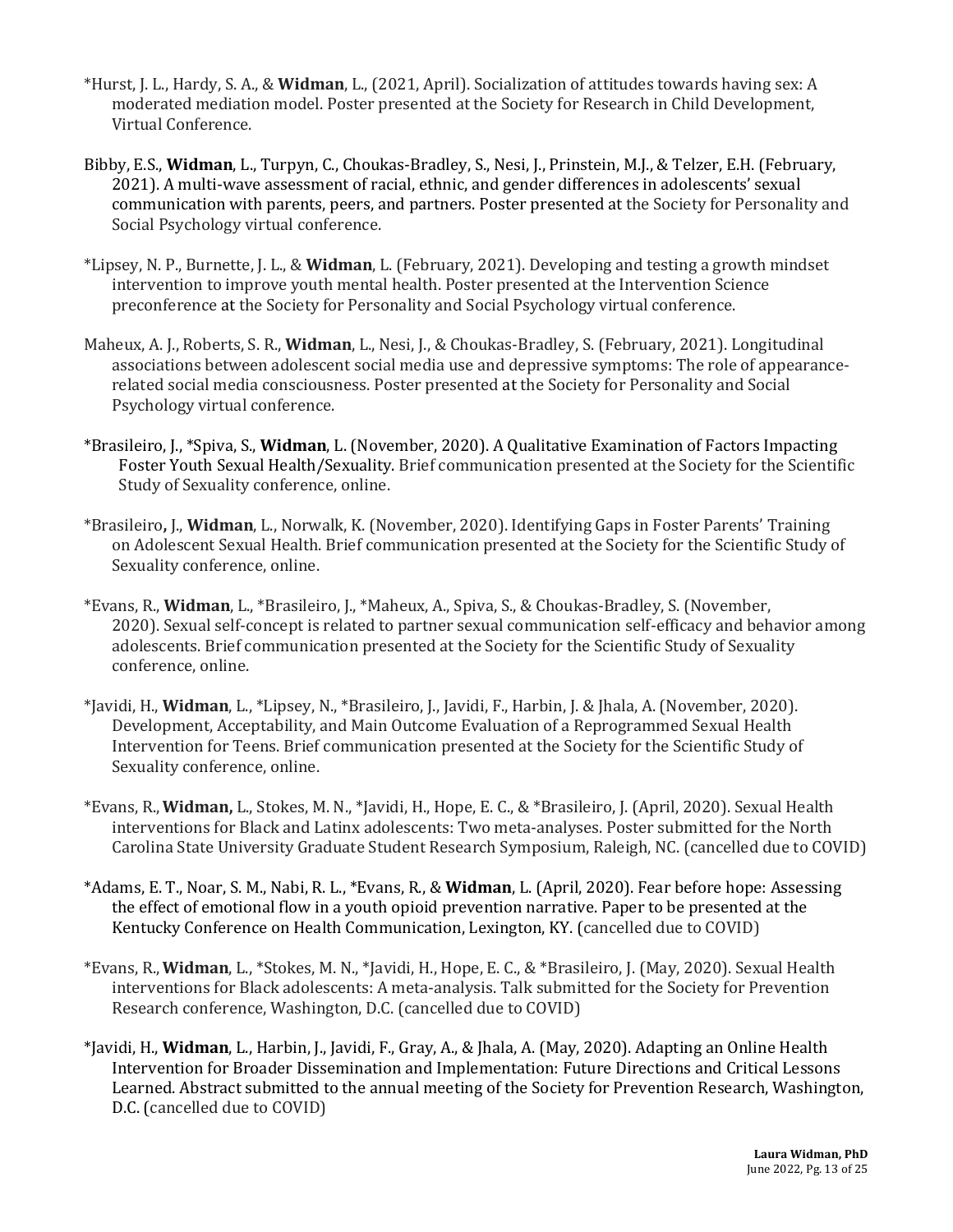*Hurst, J. L., Hardy, S. A., & **Widman**, L., (2021, April). Socialization of attitudes towards having sex: A moderated mediation model. Poster presented at the Society for Research in Child Development, Virtual Conference.

Bibby, E.S., **Widman**, L., Turpyn, C., Choukas-Bradley, S., Nesi, J., Prinstein, M.J., & Telzer, E.H. (February, 2021). A multi-wave assessment of racial, ethnic, and gender differences in adolescents' sexual communication with parents, peers, and partners. Poster presented at the Society for Personality and Social Psychology virtual conference.

*Lipsey, N. P., Burnette, J. L., & **Widman**, L. (February, 2021). Developing and testing a growth mindset intervention to improve youth mental health. Poster presented at the Intervention Science preconference at the Society for Personality and Social Psychology virtual conference.

Maheux, A. J., Roberts, S. R., **Widman**, L., Nesi, J., & Choukas-Bradley, S. (February, 2021). Longitudinal associations between adolescent social media use and depressive symptoms: The role of appearance-related social media consciousness. Poster presented at the Society for Personality and Social Psychology virtual conference.

*Brasileiro, J., *Spiva, S., **Widman**, L. (November, 2020). A Qualitative Examination of Factors Impacting Foster Youth Sexual Health/Sexuality. Brief communication presented at the Society for the Scientific Study of Sexuality conference, online.

*Brasileiro, J., **Widman**, L., Norwalk, K. (November, 2020). Identifying Gaps in Foster Parents' Training on Adolescent Sexual Health. Brief communication presented at the Society for the Scientific Study of Sexuality conference, online.

*Evans, R., **Widman**, L., *Brasileiro, J., *Maheux, A., Spiva, S., & Choukas-Bradley, S. (November, 2020). Sexual self-concept is related to partner sexual communication self-efficacy and behavior among adolescents. Brief communication presented at the Society for the Scientific Study of Sexuality conference, online.

*Javidi, H., **Widman**, L., *Lipsey, N., *Brasileiro, J., Javidi, F., Harbin, J. & Jhala, A. (November, 2020). Development, Acceptability, and Main Outcome Evaluation of a Reprogrammed Sexual Health Intervention for Teens. Brief communication presented at the Society for the Scientific Study of Sexuality conference, online.

*Evans, R., **Widman,** L., Stokes, M. N., *Javidi, H., Hope, E. C., & *Brasileiro, J. (April, 2020). Sexual Health interventions for Black and Latinx adolescents: Two meta-analyses. Poster submitted for the North Carolina State University Graduate Student Research Symposium, Raleigh, NC. (cancelled due to COVID)

*Adams, E. T., Noar, S. M., Nabi, R. L., *Evans, R., & **Widman**, L. (April, 2020). Fear before hope: Assessing the effect of emotional flow in a youth opioid prevention narrative. Paper to be presented at the Kentucky Conference on Health Communication, Lexington, KY. (cancelled due to COVID)

*Evans, R., **Widman**, L., *Stokes, M. N., *Javidi, H., Hope, E. C., & *Brasileiro, J. (May, 2020). Sexual Health interventions for Black adolescents: A meta-analysis. Talk submitted for the Society for Prevention Research conference, Washington, D.C. (cancelled due to COVID)

*Javidi, H., **Widman**, L., Harbin, J., Javidi, F., Gray, A., & Jhala, A. (May, 2020). Adapting an Online Health Intervention for Broader Dissemination and Implementation: Future Directions and Critical Lessons Learned. Abstract submitted to the annual meeting of the Society for Prevention Research, Washington, D.C. (cancelled due to COVID)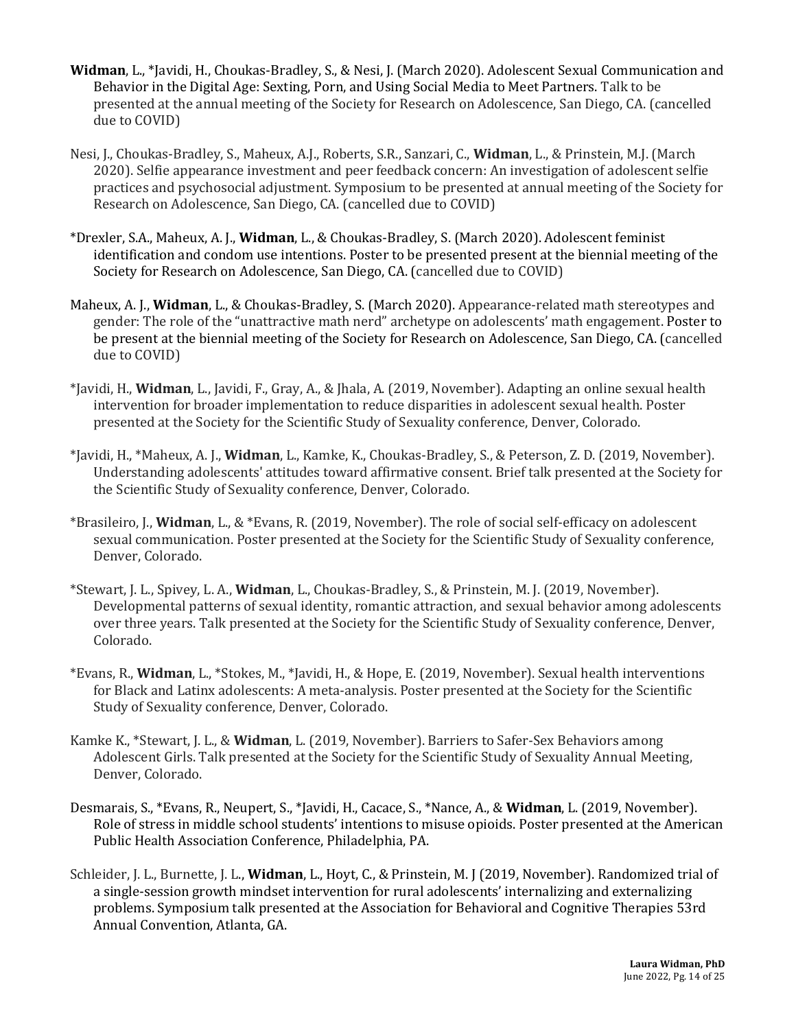**Widman**, L., *Javidi, H., Choukas-Bradley, S., & Nesi, J. (March 2020). Adolescent Sexual Communication and Behavior in the Digital Age: Sexting, Porn, and Using Social Media to Meet Partners. Talk to be presented at the annual meeting of the Society for Research on Adolescence, San Diego, CA. (cancelled due to COVID)

Nesi, J., Choukas-Bradley, S., Maheux, A.J., Roberts, S.R., Sanzari, C., **Widman**, L., & Prinstein, M.J. (March 2020). Selfie appearance investment and peer feedback concern: An investigation of adolescent selfie practices and psychosocial adjustment. Symposium to be presented at annual meeting of the Society for Research on Adolescence, San Diego, CA. (cancelled due to COVID)

*Drexler, S.A., Maheux, A. J., **Widman**, L., & Choukas-Bradley, S. (March 2020). Adolescent feminist identification and condom use intentions. Poster to be presented present at the biennial meeting of the Society for Research on Adolescence, San Diego, CA. (cancelled due to COVID)

Maheux, A. J., **Widman**, L., & Choukas-Bradley, S. (March 2020). Appearance-related math stereotypes and gender: The role of the "unattractive math nerd" archetype on adolescents' math engagement. Poster to be present at the biennial meeting of the Society for Research on Adolescence, San Diego, CA. (cancelled due to COVID)

*Javidi, H., **Widman**, L., Javidi, F., Gray, A., & Jhala, A. (2019, November). Adapting an online sexual health intervention for broader implementation to reduce disparities in adolescent sexual health. Poster presented at the Society for the Scientific Study of Sexuality conference, Denver, Colorado.

*Javidi, H., *Maheux, A. J., **Widman**, L., Kamke, K., Choukas-Bradley, S., & Peterson, Z. D. (2019, November). Understanding adolescents' attitudes toward affirmative consent. Brief talk presented at the Society for the Scientific Study of Sexuality conference, Denver, Colorado.

*Brasileiro, J., **Widman**, L., & *Evans, R. (2019, November). The role of social self-efficacy on adolescent sexual communication. Poster presented at the Society for the Scientific Study of Sexuality conference, Denver, Colorado.

*Stewart, J. L., Spivey, L. A., **Widman**, L., Choukas-Bradley, S., & Prinstein, M. J. (2019, November). Developmental patterns of sexual identity, romantic attraction, and sexual behavior among adolescents over three years. Talk presented at the Society for the Scientific Study of Sexuality conference, Denver, Colorado.

*Evans, R., **Widman**, L., *Stokes, M., *Javidi, H., & Hope, E. (2019, November). Sexual health interventions for Black and Latinx adolescents: A meta-analysis. Poster presented at the Society for the Scientific Study of Sexuality conference, Denver, Colorado.

Kamke K., *Stewart, J. L., & **Widman**, L. (2019, November). Barriers to Safer-Sex Behaviors among Adolescent Girls. Talk presented at the Society for the Scientific Study of Sexuality Annual Meeting, Denver, Colorado.

Desmarais, S., *Evans, R., Neupert, S., *Javidi, H., Cacace, S., *Nance, A., & **Widman**, L. (2019, November). Role of stress in middle school students' intentions to misuse opioids. Poster presented at the American Public Health Association Conference, Philadelphia, PA.

Schleider, J. L., Burnette, J. L., **Widman**, L., Hoyt, C., & Prinstein, M. J (2019, November). Randomized trial of a single-session growth mindset intervention for rural adolescents' internalizing and externalizing problems. Symposium talk presented at the Association for Behavioral and Cognitive Therapies 53rd Annual Convention, Atlanta, GA.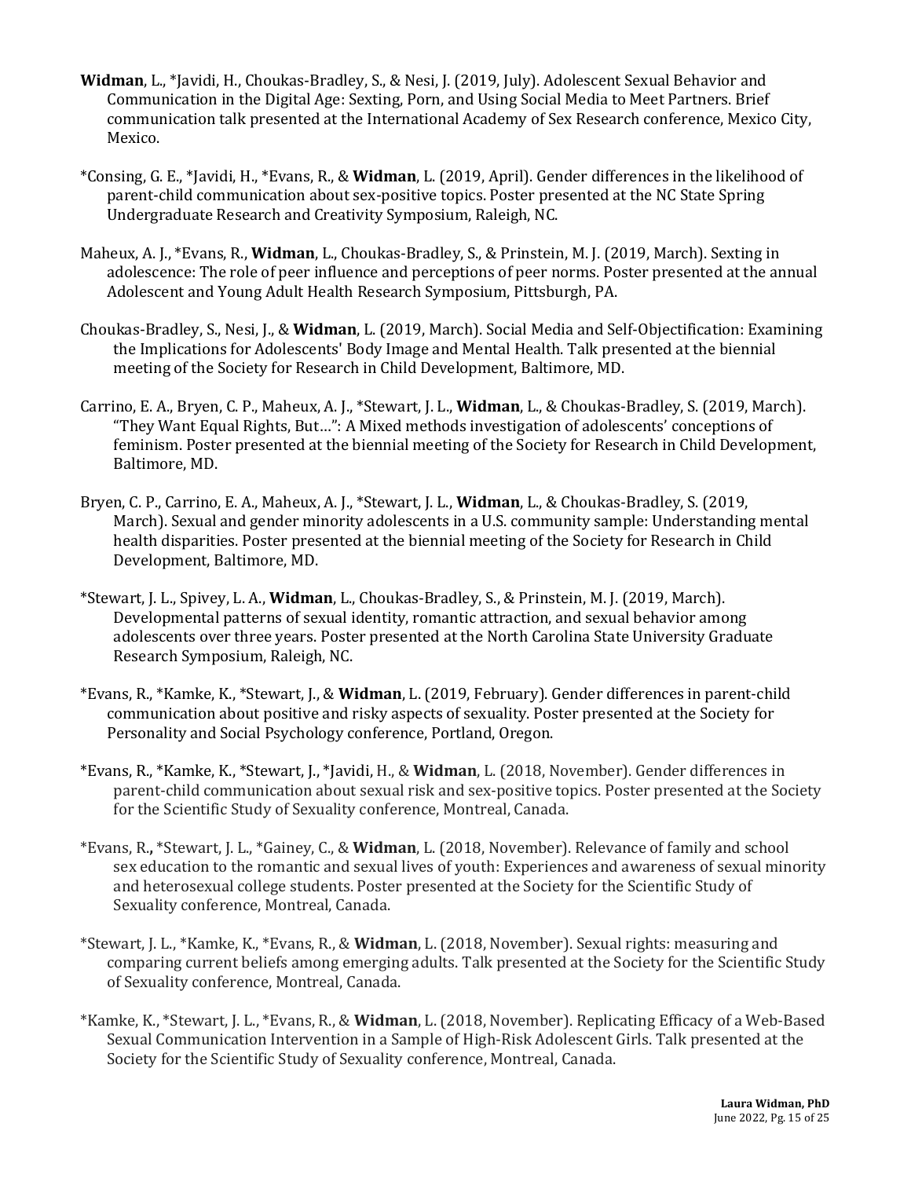**Widman**, L., *Javidi, H., Choukas-Bradley, S., & Nesi, J. (2019, July). Adolescent Sexual Behavior and Communication in the Digital Age: Sexting, Porn, and Using Social Media to Meet Partners. Brief communication talk presented at the International Academy of Sex Research conference, Mexico City, Mexico.

*Consing, G. E., *Javidi, H., *Evans, R., & **Widman**, L. (2019, April). Gender differences in the likelihood of parent-child communication about sex-positive topics. Poster presented at the NC State Spring Undergraduate Research and Creativity Symposium, Raleigh, NC.

Maheux, A. J., *Evans, R., **Widman**, L., Choukas-Bradley, S., & Prinstein, M. J. (2019, March). Sexting in adolescence: The role of peer influence and perceptions of peer norms. Poster presented at the annual Adolescent and Young Adult Health Research Symposium, Pittsburgh, PA.

Choukas-Bradley, S., Nesi, J., & **Widman**, L. (2019, March). Social Media and Self-Objectification: Examining the Implications for Adolescents' Body Image and Mental Health. Talk presented at the biennial meeting of the Society for Research in Child Development, Baltimore, MD.

Carrino, E. A., Bryen, C. P., Maheux, A. J., *Stewart, J. L., **Widman**, L., & Choukas-Bradley, S. (2019, March). "They Want Equal Rights, But…": A Mixed methods investigation of adolescents' conceptions of feminism. Poster presented at the biennial meeting of the Society for Research in Child Development, Baltimore, MD.

Bryen, C. P., Carrino, E. A., Maheux, A. J., *Stewart, J. L., **Widman**, L., & Choukas-Bradley, S. (2019, March). Sexual and gender minority adolescents in a U.S. community sample: Understanding mental health disparities. Poster presented at the biennial meeting of the Society for Research in Child Development, Baltimore, MD.

*Stewart, J. L., Spivey, L. A., **Widman**, L., Choukas-Bradley, S., & Prinstein, M. J. (2019, March). Developmental patterns of sexual identity, romantic attraction, and sexual behavior among adolescents over three years. Poster presented at the North Carolina State University Graduate Research Symposium, Raleigh, NC.

*Evans, R., *Kamke, K., *Stewart, J., & **Widman**, L. (2019, February). Gender differences in parent-child communication about positive and risky aspects of sexuality. Poster presented at the Society for Personality and Social Psychology conference, Portland, Oregon.

*Evans, R., *Kamke, K., *Stewart, J., *Javidi, H., & **Widman**, L. (2018, November). Gender differences in parent-child communication about sexual risk and sex-positive topics. Poster presented at the Society for the Scientific Study of Sexuality conference, Montreal, Canada.

*Evans, R., *Stewart, J. L., *Gainey, C., & **Widman**, L. (2018, November). Relevance of family and school sex education to the romantic and sexual lives of youth: Experiences and awareness of sexual minority and heterosexual college students. Poster presented at the Society for the Scientific Study of Sexuality conference, Montreal, Canada.

*Stewart, J. L., *Kamke, K., *Evans, R., & **Widman**, L. (2018, November). Sexual rights: measuring and comparing current beliefs among emerging adults. Talk presented at the Society for the Scientific Study of Sexuality conference, Montreal, Canada.

*Kamke, K., *Stewart, J. L., *Evans, R., & **Widman**, L. (2018, November). Replicating Efficacy of a Web-Based Sexual Communication Intervention in a Sample of High-Risk Adolescent Girls. Talk presented at the Society for the Scientific Study of Sexuality conference, Montreal, Canada.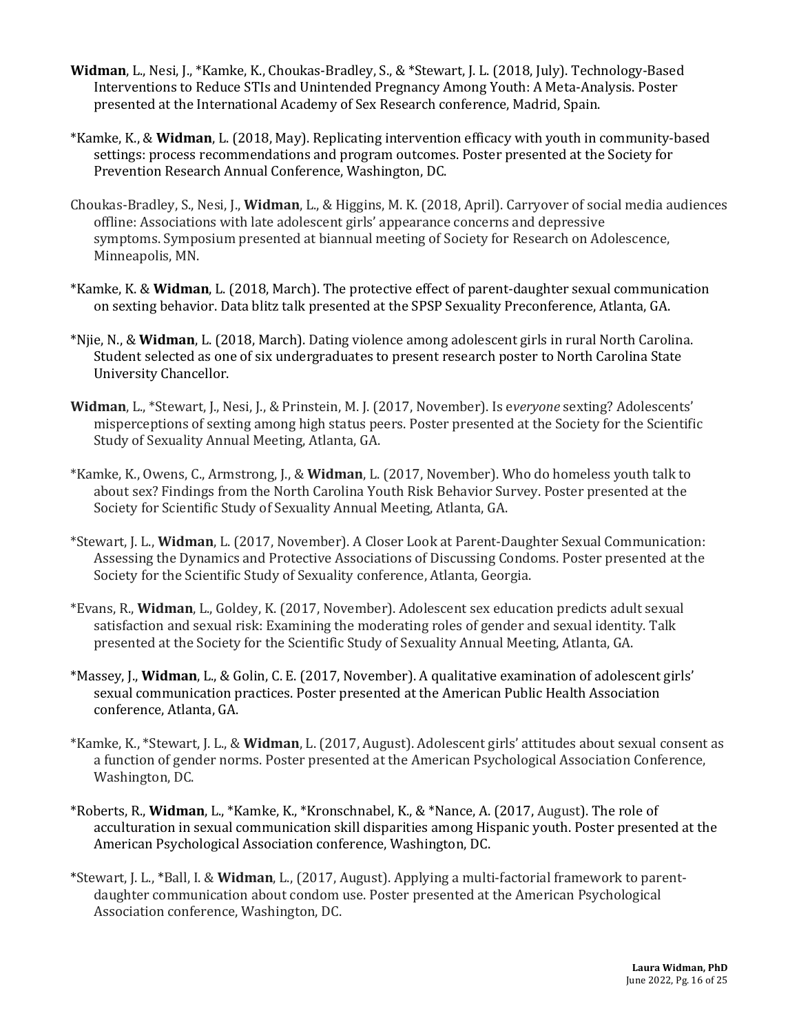**Widman**, L., Nesi, J., *Kamke, K., Choukas-Bradley, S., & *Stewart, J. L. (2018, July). Technology-Based Interventions to Reduce STIs and Unintended Pregnancy Among Youth: A Meta-Analysis. Poster presented at the International Academy of Sex Research conference, Madrid, Spain.

*Kamke, K., & **Widman**, L. (2018, May). Replicating intervention efficacy with youth in community-based settings: process recommendations and program outcomes. Poster presented at the Society for Prevention Research Annual Conference, Washington, DC.

Choukas-Bradley, S., Nesi, J., **Widman**, L., & Higgins, M. K. (2018, April). Carryover of social media audiences offline: Associations with late adolescent girls' appearance concerns and depressive symptoms. Symposium presented at biannual meeting of Society for Research on Adolescence, Minneapolis, MN.

*Kamke, K. & **Widman**, L. (2018, March). The protective effect of parent-daughter sexual communication on sexting behavior. Data blitz talk presented at the SPSP Sexuality Preconference, Atlanta, GA.

*Njie, N., & **Widman**, L. (2018, March). Dating violence among adolescent girls in rural North Carolina. Student selected as one of six undergraduates to present research poster to North Carolina State University Chancellor.

**Widman**, L., *Stewart, J., Nesi, J., & Prinstein, M. J. (2017, November). Is e*veryone* sexting? Adolescents' misperceptions of sexting among high status peers. Poster presented at the Society for the Scientific Study of Sexuality Annual Meeting, Atlanta, GA.

*Kamke, K., Owens, C., Armstrong, J., & **Widman**, L. (2017, November). Who do homeless youth talk to about sex? Findings from the North Carolina Youth Risk Behavior Survey. Poster presented at the Society for Scientific Study of Sexuality Annual Meeting, Atlanta, GA.

*Stewart, J. L., **Widman**, L. (2017, November). A Closer Look at Parent-Daughter Sexual Communication: Assessing the Dynamics and Protective Associations of Discussing Condoms. Poster presented at the Society for the Scientific Study of Sexuality conference, Atlanta, Georgia.

*Evans, R., **Widman**, L., Goldey, K. (2017, November). Adolescent sex education predicts adult sexual satisfaction and sexual risk: Examining the moderating roles of gender and sexual identity. Talk presented at the Society for the Scientific Study of Sexuality Annual Meeting, Atlanta, GA.

*Massey, J., **Widman**, L., & Golin, C. E. (2017, November). A qualitative examination of adolescent girls' sexual communication practices. Poster presented at the American Public Health Association conference, Atlanta, GA.

*Kamke, K., *Stewart, J. L., & **Widman**, L. (2017, August). Adolescent girls' attitudes about sexual consent as a function of gender norms. Poster presented at the American Psychological Association Conference, Washington, DC.

*Roberts, R., **Widman**, L., *Kamke, K., *Kronschnabel, K., & *Nance, A. (2017, August). The role of acculturation in sexual communication skill disparities among Hispanic youth. Poster presented at the American Psychological Association conference, Washington, DC.

*Stewart, J. L., *Ball, I. & **Widman**, L., (2017, August). Applying a multi-factorial framework to parent-daughter communication about condom use. Poster presented at the American Psychological Association conference, Washington, DC.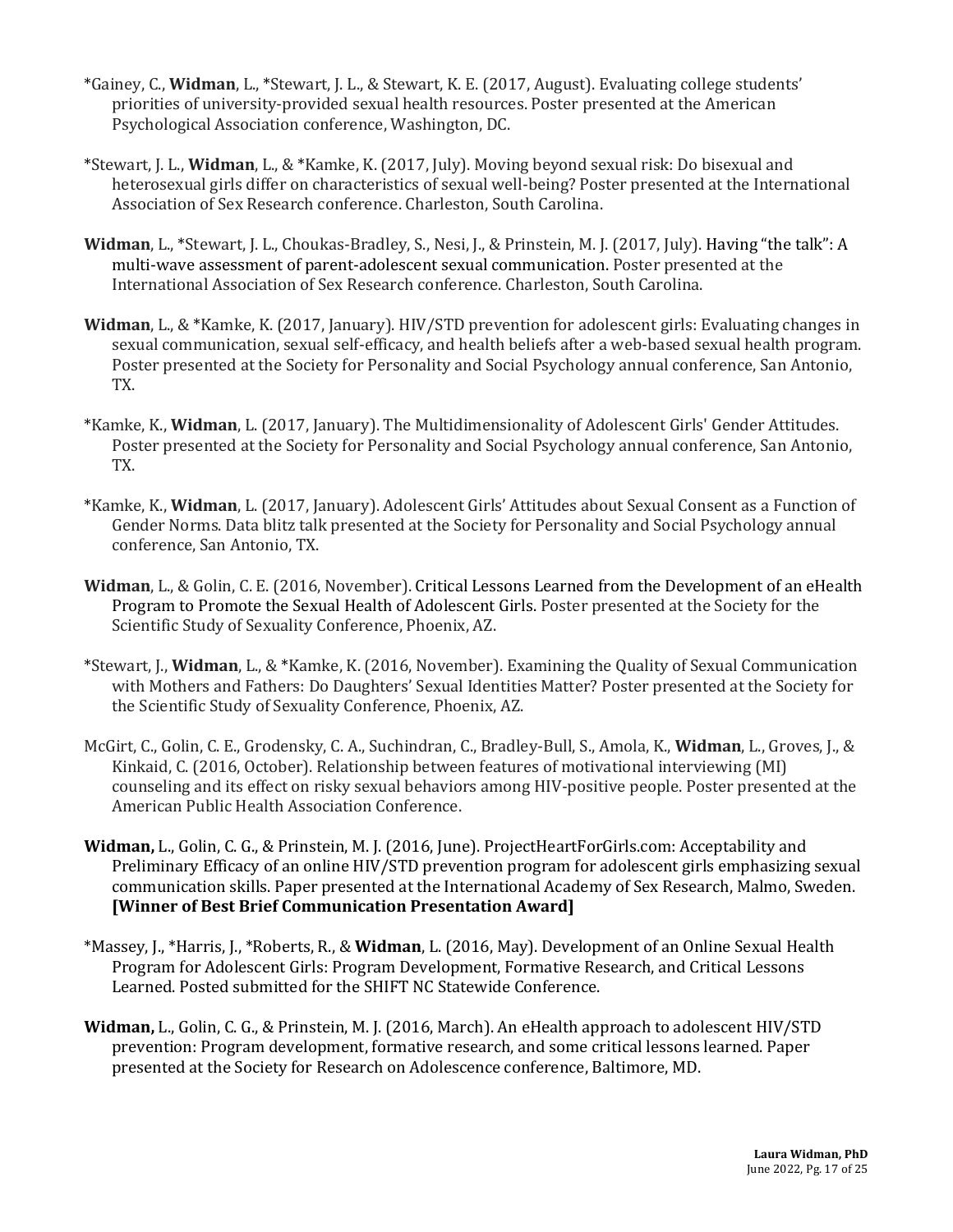*Gainey, C., **Widman**, L., *Stewart, J. L., & Stewart, K. E. (2017, August). Evaluating college students' priorities of university-provided sexual health resources. Poster presented at the American Psychological Association conference, Washington, DC.

*Stewart, J. L., **Widman**, L., & *Kamke, K. (2017, July). Moving beyond sexual risk: Do bisexual and heterosexual girls differ on characteristics of sexual well-being? Poster presented at the International Association of Sex Research conference. Charleston, South Carolina.

**Widman**, L., *Stewart, J. L., Choukas-Bradley, S., Nesi, J., & Prinstein, M. J. (2017, July). Having "the talk": A multi-wave assessment of parent-adolescent sexual communication. Poster presented at the International Association of Sex Research conference. Charleston, South Carolina.

**Widman**, L., & *Kamke, K. (2017, January). HIV/STD prevention for adolescent girls: Evaluating changes in sexual communication, sexual self-efficacy, and health beliefs after a web-based sexual health program. Poster presented at the Society for Personality and Social Psychology annual conference, San Antonio, TX.

*Kamke, K., **Widman**, L. (2017, January). The Multidimensionality of Adolescent Girls' Gender Attitudes. Poster presented at the Society for Personality and Social Psychology annual conference, San Antonio, TX.

*Kamke, K., **Widman**, L. (2017, January). Adolescent Girls' Attitudes about Sexual Consent as a Function of Gender Norms. Data blitz talk presented at the Society for Personality and Social Psychology annual conference, San Antonio, TX.

**Widman**, L., & Golin, C. E. (2016, November). Critical Lessons Learned from the Development of an eHealth Program to Promote the Sexual Health of Adolescent Girls. Poster presented at the Society for the Scientific Study of Sexuality Conference, Phoenix, AZ.

*Stewart, J., **Widman**, L., & *Kamke, K. (2016, November). Examining the Quality of Sexual Communication with Mothers and Fathers: Do Daughters' Sexual Identities Matter? Poster presented at the Society for the Scientific Study of Sexuality Conference, Phoenix, AZ.

McGirt, C., Golin, C. E., Grodensky, C. A., Suchindran, C., Bradley-Bull, S., Amola, K., **Widman**, L., Groves, J., & Kinkaid, C. (2016, October). Relationship between features of motivational interviewing (MI) counseling and its effect on risky sexual behaviors among HIV-positive people. Poster presented at the American Public Health Association Conference.

**Widman,** L., Golin, C. G., & Prinstein, M. J. (2016, June). ProjectHeartForGirls.com: Acceptability and Preliminary Efficacy of an online HIV/STD prevention program for adolescent girls emphasizing sexual communication skills. Paper presented at the International Academy of Sex Research, Malmo, Sweden. **[Winner of Best Brief Communication Presentation Award]**

*Massey, J., *Harris, J., *Roberts, R., & **Widman**, L. (2016, May). Development of an Online Sexual Health Program for Adolescent Girls: Program Development, Formative Research, and Critical Lessons Learned. Posted submitted for the SHIFT NC Statewide Conference.

**Widman,** L., Golin, C. G., & Prinstein, M. J. (2016, March). An eHealth approach to adolescent HIV/STD prevention: Program development, formative research, and some critical lessons learned. Paper presented at the Society for Research on Adolescence conference, Baltimore, MD.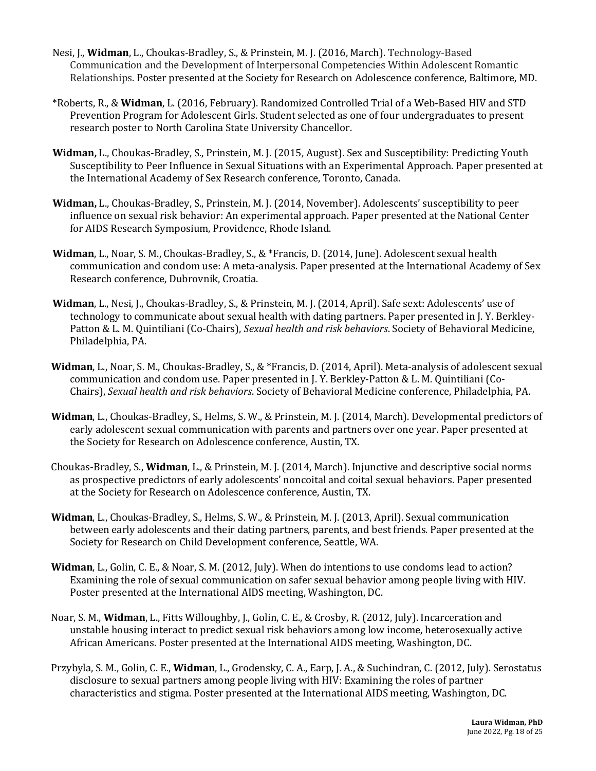Nesi, J., **Widman**, L., Choukas-Bradley, S., & Prinstein, M. J. (2016, March). Technology-Based Communication and the Development of Interpersonal Competencies Within Adolescent Romantic Relationships. Poster presented at the Society for Research on Adolescence conference, Baltimore, MD.

*Roberts, R., & **Widman**, L. (2016, February). Randomized Controlled Trial of a Web-Based HIV and STD Prevention Program for Adolescent Girls. Student selected as one of four undergraduates to present research poster to North Carolina State University Chancellor.

**Widman,** L., Choukas-Bradley, S., Prinstein, M. J. (2015, August). Sex and Susceptibility: Predicting Youth Susceptibility to Peer Influence in Sexual Situations with an Experimental Approach. Paper presented at the International Academy of Sex Research conference, Toronto, Canada.

**Widman,** L., Choukas-Bradley, S., Prinstein, M. J. (2014, November). Adolescents' susceptibility to peer influence on sexual risk behavior: An experimental approach. Paper presented at the National Center for AIDS Research Symposium, Providence, Rhode Island.

**Widman**, L., Noar, S. M., Choukas-Bradley, S., & *Francis, D. (2014, June). Adolescent sexual health communication and condom use: A meta-analysis. Paper presented at the International Academy of Sex Research conference, Dubrovnik, Croatia.

**Widman**, L., Nesi, J., Choukas-Bradley, S., & Prinstein, M. J. (2014, April). Safe sext: Adolescents' use of technology to communicate about sexual health with dating partners. Paper presented in J. Y. Berkley-Patton & L. M. Quintiliani (Co-Chairs), *Sexual health and risk behaviors*. Society of Behavioral Medicine, Philadelphia, PA.

**Widman**, L., Noar, S. M., Choukas-Bradley, S., & *Francis, D. (2014, April). Meta-analysis of adolescent sexual communication and condom use. Paper presented in J. Y. Berkley-Patton & L. M. Quintiliani (Co-Chairs), *Sexual health and risk behaviors*. Society of Behavioral Medicine conference, Philadelphia, PA.

**Widman**, L., Choukas-Bradley, S., Helms, S. W., & Prinstein, M. J. (2014, March). Developmental predictors of early adolescent sexual communication with parents and partners over one year. Paper presented at the Society for Research on Adolescence conference, Austin, TX.

Choukas-Bradley, S., **Widman**, L., & Prinstein, M. J. (2014, March). Injunctive and descriptive social norms as prospective predictors of early adolescents' noncoital and coital sexual behaviors. Paper presented at the Society for Research on Adolescence conference, Austin, TX.

**Widman**, L., Choukas-Bradley, S., Helms, S. W., & Prinstein, M. J. (2013, April). Sexual communication between early adolescents and their dating partners, parents, and best friends. Paper presented at the Society for Research on Child Development conference, Seattle, WA.

**Widman**, L., Golin, C. E., & Noar, S. M. (2012, July). When do intentions to use condoms lead to action? Examining the role of sexual communication on safer sexual behavior among people living with HIV. Poster presented at the International AIDS meeting, Washington, DC.

Noar, S. M., **Widman**, L., Fitts Willoughby, J., Golin, C. E., & Crosby, R. (2012, July). Incarceration and unstable housing interact to predict sexual risk behaviors among low income, heterosexually active African Americans. Poster presented at the International AIDS meeting, Washington, DC.

Przybyla, S. M., Golin, C. E., **Widman**, L., Grodensky, C. A., Earp, J. A., & Suchindran, C. (2012, July). Serostatus disclosure to sexual partners among people living with HIV: Examining the roles of partner characteristics and stigma. Poster presented at the International AIDS meeting, Washington, DC.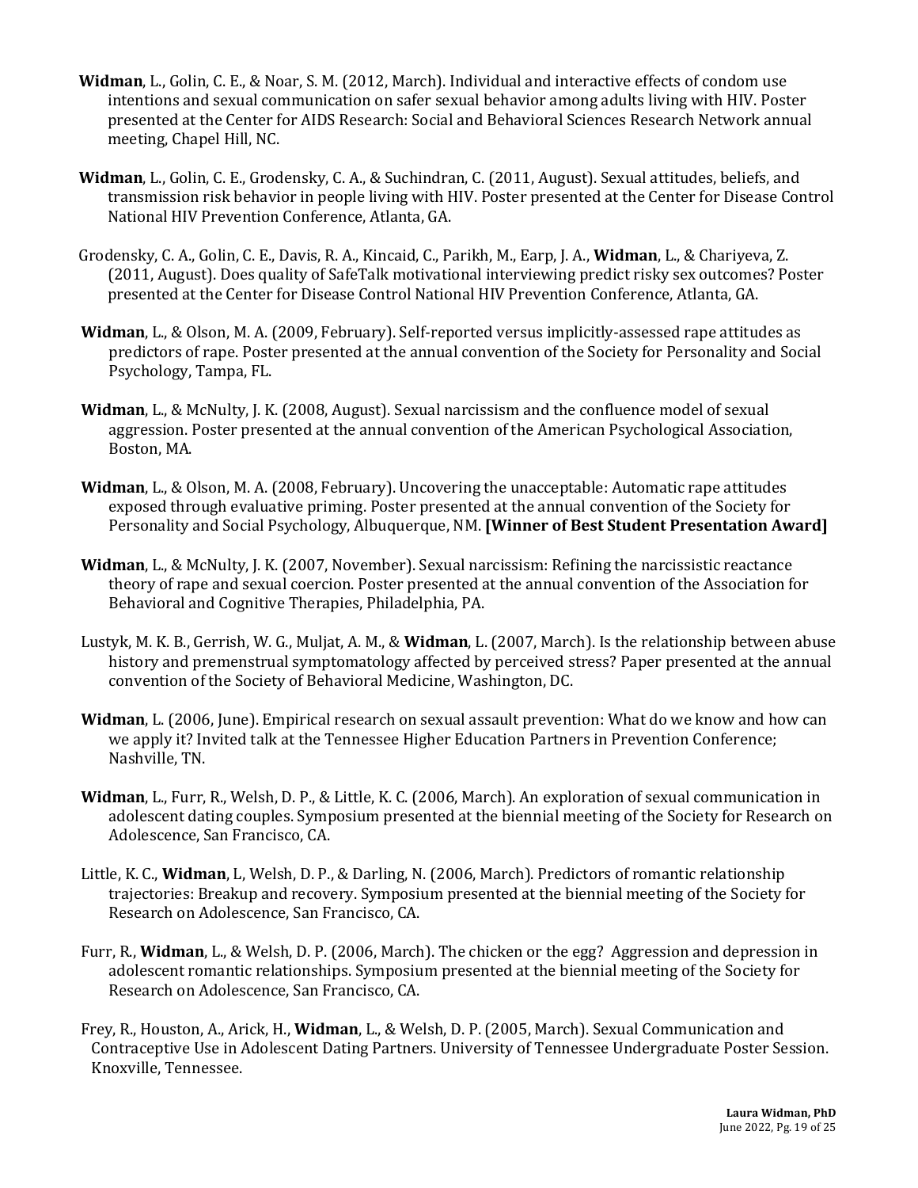**Widman**, L., Golin, C. E., & Noar, S. M. (2012, March). Individual and interactive effects of condom use intentions and sexual communication on safer sexual behavior among adults living with HIV. Poster presented at the Center for AIDS Research: Social and Behavioral Sciences Research Network annual meeting, Chapel Hill, NC.

**Widman**, L., Golin, C. E., Grodensky, C. A., & Suchindran, C. (2011, August). Sexual attitudes, beliefs, and transmission risk behavior in people living with HIV. Poster presented at the Center for Disease Control National HIV Prevention Conference, Atlanta, GA.

Grodensky, C. A., Golin, C. E., Davis, R. A., Kincaid, C., Parikh, M., Earp, J. A., **Widman**, L., & Chariyeva, Z. (2011, August). Does quality of SafeTalk motivational interviewing predict risky sex outcomes? Poster presented at the Center for Disease Control National HIV Prevention Conference, Atlanta, GA.

**Widman**, L., & Olson, M. A. (2009, February). Self-reported versus implicitly-assessed rape attitudes as predictors of rape. Poster presented at the annual convention of the Society for Personality and Social Psychology, Tampa, FL.

**Widman**, L., & McNulty, J. K. (2008, August). Sexual narcissism and the confluence model of sexual aggression. Poster presented at the annual convention of the American Psychological Association, Boston, MA.

**Widman**, L., & Olson, M. A. (2008, February). Uncovering the unacceptable: Automatic rape attitudes exposed through evaluative priming. Poster presented at the annual convention of the Society for Personality and Social Psychology, Albuquerque, NM. **[Winner of Best Student Presentation Award]**

**Widman**, L., & McNulty, J. K. (2007, November). Sexual narcissism: Refining the narcissistic reactance theory of rape and sexual coercion. Poster presented at the annual convention of the Association for Behavioral and Cognitive Therapies, Philadelphia, PA.

Lustyk, M. K. B., Gerrish, W. G., Muljat, A. M., & **Widman**, L. (2007, March). Is the relationship between abuse history and premenstrual symptomatology affected by perceived stress? Paper presented at the annual convention of the Society of Behavioral Medicine, Washington, DC.

**Widman**, L. (2006, June). Empirical research on sexual assault prevention: What do we know and how can we apply it? Invited talk at the Tennessee Higher Education Partners in Prevention Conference; Nashville, TN.

**Widman**, L., Furr, R., Welsh, D. P., & Little, K. C. (2006, March). An exploration of sexual communication in adolescent dating couples. Symposium presented at the biennial meeting of the Society for Research on Adolescence, San Francisco, CA.

Little, K. C., **Widman**, L, Welsh, D. P., & Darling, N. (2006, March). Predictors of romantic relationship trajectories: Breakup and recovery. Symposium presented at the biennial meeting of the Society for Research on Adolescence, San Francisco, CA.

Furr, R., **Widman**, L., & Welsh, D. P. (2006, March). The chicken or the egg? Aggression and depression in adolescent romantic relationships. Symposium presented at the biennial meeting of the Society for Research on Adolescence, San Francisco, CA.

Frey, R., Houston, A., Arick, H., **Widman**, L., & Welsh, D. P. (2005, March). Sexual Communication and Contraceptive Use in Adolescent Dating Partners. University of Tennessee Undergraduate Poster Session. Knoxville, Tennessee.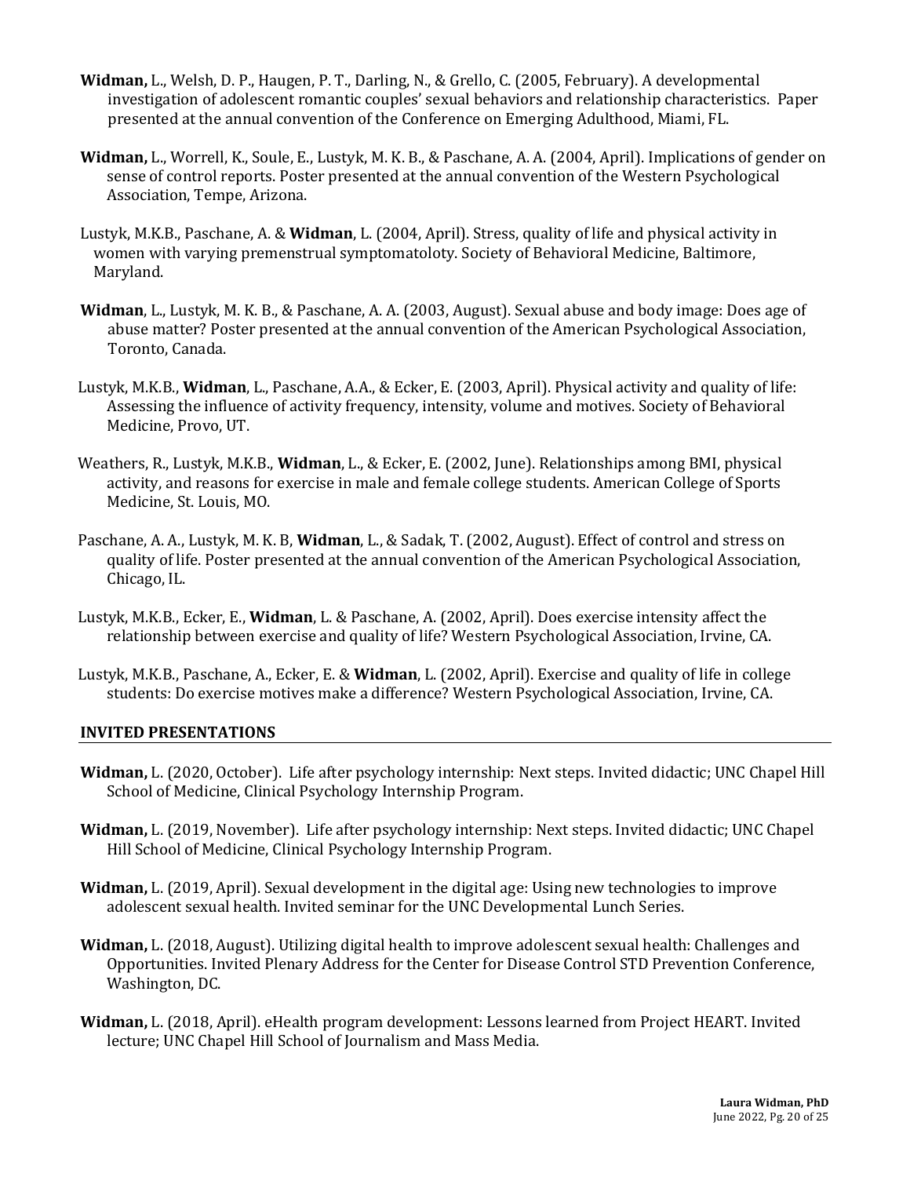**Widman,** L., Welsh, D. P., Haugen, P. T., Darling, N., & Grello, C. (2005, February). A developmental investigation of adolescent romantic couples' sexual behaviors and relationship characteristics. Paper presented at the annual convention of the Conference on Emerging Adulthood, Miami, FL.

**Widman,** L., Worrell, K., Soule, E., Lustyk, M. K. B., & Paschane, A. A. (2004, April). Implications of gender on sense of control reports. Poster presented at the annual convention of the Western Psychological Association, Tempe, Arizona.

Lustyk, M.K.B., Paschane, A. & **Widman**, L. (2004, April). Stress, quality of life and physical activity in women with varying premenstrual symptomatoloty. Society of Behavioral Medicine, Baltimore, Maryland.

**Widman**, L., Lustyk, M. K. B., & Paschane, A. A. (2003, August). Sexual abuse and body image: Does age of abuse matter? Poster presented at the annual convention of the American Psychological Association, Toronto, Canada.

Lustyk, M.K.B., **Widman**, L., Paschane, A.A., & Ecker, E. (2003, April). Physical activity and quality of life: Assessing the influence of activity frequency, intensity, volume and motives. Society of Behavioral Medicine, Provo, UT.

Weathers, R., Lustyk, M.K.B., **Widman**, L., & Ecker, E. (2002, June). Relationships among BMI, physical activity, and reasons for exercise in male and female college students. American College of Sports Medicine, St. Louis, MO.

Paschane, A. A., Lustyk, M. K. B, **Widman**, L., & Sadak, T. (2002, August). Effect of control and stress on quality of life. Poster presented at the annual convention of the American Psychological Association, Chicago, IL.

Lustyk, M.K.B., Ecker, E., **Widman**, L. & Paschane, A. (2002, April). Does exercise intensity affect the relationship between exercise and quality of life? Western Psychological Association, Irvine, CA.

Lustyk, M.K.B., Paschane, A., Ecker, E. & **Widman**, L. (2002, April). Exercise and quality of life in college students: Do exercise motives make a difference? Western Psychological Association, Irvine, CA.

## INVITED PRESENTATIONS

**Widman,** L. (2020, October). Life after psychology internship: Next steps. Invited didactic; UNC Chapel Hill School of Medicine, Clinical Psychology Internship Program.

**Widman,** L. (2019, November). Life after psychology internship: Next steps. Invited didactic; UNC Chapel Hill School of Medicine, Clinical Psychology Internship Program.

**Widman,** L. (2019, April). Sexual development in the digital age: Using new technologies to improve adolescent sexual health. Invited seminar for the UNC Developmental Lunch Series.

**Widman,** L. (2018, August). Utilizing digital health to improve adolescent sexual health: Challenges and Opportunities. Invited Plenary Address for the Center for Disease Control STD Prevention Conference, Washington, DC.

**Widman,** L. (2018, April). eHealth program development: Lessons learned from Project HEART. Invited lecture; UNC Chapel Hill School of Journalism and Mass Media.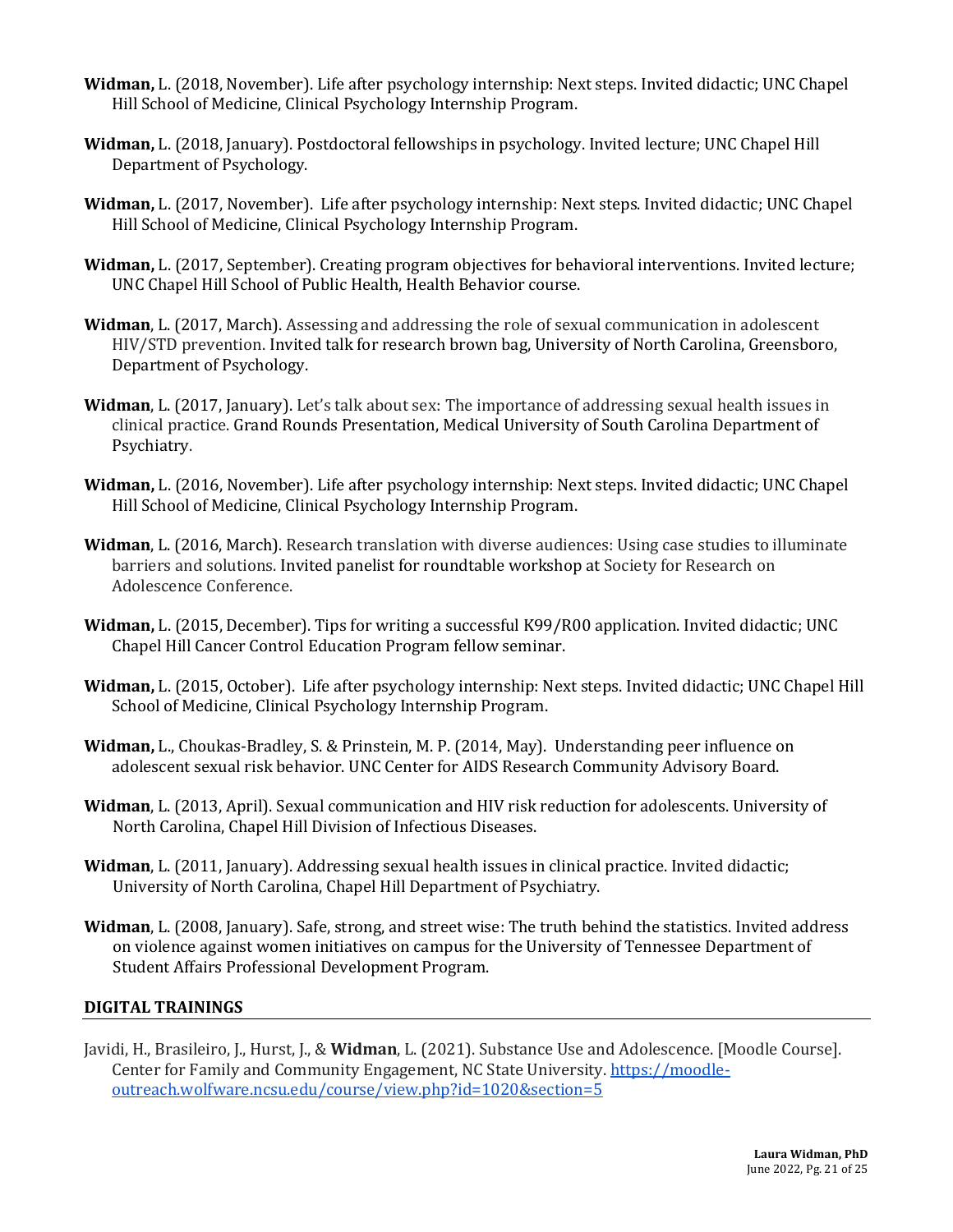**Widman,** L. (2018, November). Life after psychology internship: Next steps. Invited didactic; UNC Chapel Hill School of Medicine, Clinical Psychology Internship Program.

**Widman,** L. (2018, January). Postdoctoral fellowships in psychology. Invited lecture; UNC Chapel Hill Department of Psychology.

**Widman,** L. (2017, November). Life after psychology internship: Next steps. Invited didactic; UNC Chapel Hill School of Medicine, Clinical Psychology Internship Program.

**Widman,** L. (2017, September). Creating program objectives for behavioral interventions. Invited lecture; UNC Chapel Hill School of Public Health, Health Behavior course.

**Widman**, L. (2017, March). Assessing and addressing the role of sexual communication in adolescent HIV/STD prevention. Invited talk for research brown bag, University of North Carolina, Greensboro, Department of Psychology.

**Widman**, L. (2017, January). Let's talk about sex: The importance of addressing sexual health issues in clinical practice. Grand Rounds Presentation, Medical University of South Carolina Department of Psychiatry.

**Widman,** L. (2016, November). Life after psychology internship: Next steps. Invited didactic; UNC Chapel Hill School of Medicine, Clinical Psychology Internship Program.

**Widman**, L. (2016, March). Research translation with diverse audiences: Using case studies to illuminate barriers and solutions. Invited panelist for roundtable workshop at Society for Research on Adolescence Conference.

**Widman,** L. (2015, December). Tips for writing a successful K99/R00 application. Invited didactic; UNC Chapel Hill Cancer Control Education Program fellow seminar.

**Widman,** L. (2015, October). Life after psychology internship: Next steps. Invited didactic; UNC Chapel Hill School of Medicine, Clinical Psychology Internship Program.

**Widman,** L., Choukas-Bradley, S. & Prinstein, M. P. (2014, May). Understanding peer influence on adolescent sexual risk behavior. UNC Center for AIDS Research Community Advisory Board.

**Widman**, L. (2013, April). Sexual communication and HIV risk reduction for adolescents. University of North Carolina, Chapel Hill Division of Infectious Diseases.

**Widman**, L. (2011, January). Addressing sexual health issues in clinical practice. Invited didactic; University of North Carolina, Chapel Hill Department of Psychiatry.

**Widman**, L. (2008, January). Safe, strong, and street wise: The truth behind the statistics. Invited address on violence against women initiatives on campus for the University of Tennessee Department of Student Affairs Professional Development Program.

## DIGITAL TRAININGS

Javidi, H., Brasileiro, J., Hurst, J., & **Widman**, L. (2021). Substance Use and Adolescence. [Moodle Course]. Center for Family and Community Engagement, NC State University. https://moodle-outreach.wolfware.ncsu.edu/course/view.php?id=1020&section=5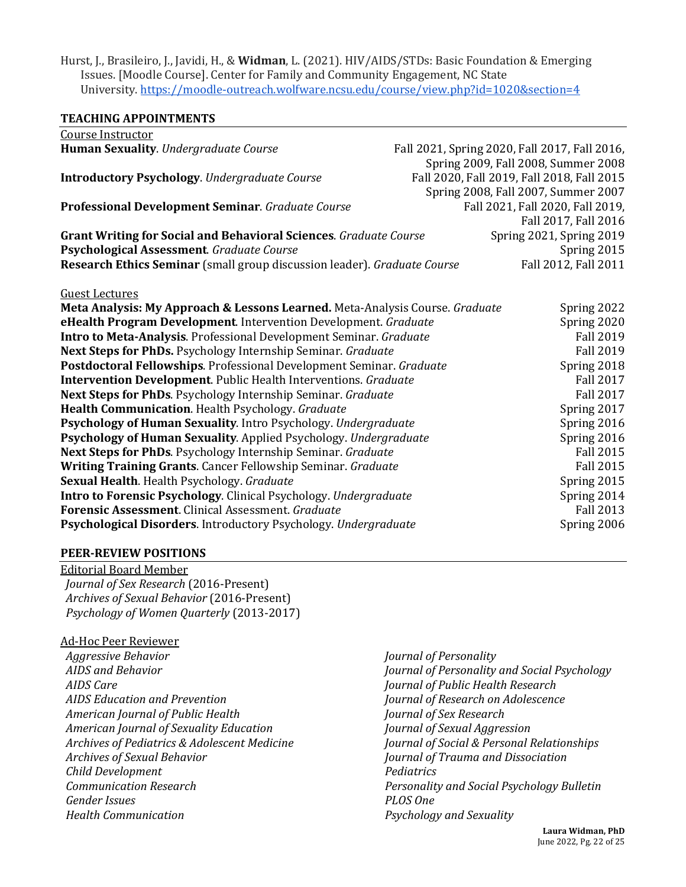Hurst, J., Brasileiro, J., Javidi, H., & **Widman**, L. (2021). HIV/AIDS/STDs: Basic Foundation & Emerging Issues. [Moodle Course]. Center for Family and Community Engagement, NC State University. https://moodle-outreach.wolfware.ncsu.edu/course/view.php?id=1020&section=4

## TEACHING APPOINTMENTS

Course Instructor

**Human Sexuality**. *Undergraduate Course* — Fall 2021, Spring 2020, Fall 2017, Fall 2016, Spring 2009, Fall 2008, Summer 2008

**Introductory Psychology**. *Undergraduate Course* — Fall 2020, Fall 2019, Fall 2018, Fall 2015, Spring 2008, Fall 2007, Summer 2007

**Professional Development Seminar**. *Graduate Course* — Fall 2021, Fall 2020, Fall 2019, Fall 2017, Fall 2016

**Grant Writing for Social and Behavioral Sciences**. *Graduate Course* — Spring 2021, Spring 2019

**Psychological Assessment**. *Graduate Course* — Spring 2015

**Research Ethics Seminar** (small group discussion leader). *Graduate Course* — Fall 2012, Fall 2011

Guest Lectures

**Meta Analysis: My Approach & Lessons Learned.** Meta-Analysis Course. *Graduate* — Spring 2022

**eHealth Program Development**. Intervention Development. *Graduate* — Spring 2020

**Intro to Meta-Analysis**. Professional Development Seminar. *Graduate* — Fall 2019

**Next Steps for PhDs.** Psychology Internship Seminar. *Graduate* — Fall 2019

**Postdoctoral Fellowships**. Professional Development Seminar. *Graduate* — Spring 2018

**Intervention Development**. Public Health Interventions. *Graduate* — Fall 2017

**Next Steps for PhDs**. Psychology Internship Seminar. *Graduate* — Fall 2017

**Health Communication**. Health Psychology. *Graduate* — Spring 2017

**Psychology of Human Sexuality**. Intro Psychology. *Undergraduate* — Spring 2016

**Psychology of Human Sexuality**. Applied Psychology. *Undergraduate* — Spring 2016

**Next Steps for PhDs**. Psychology Internship Seminar. *Graduate* — Fall 2015

**Writing Training Grants**. Cancer Fellowship Seminar. *Graduate* — Fall 2015

**Sexual Health**. Health Psychology. *Graduate* — Spring 2015

**Intro to Forensic Psychology**. Clinical Psychology. *Undergraduate* — Spring 2014

**Forensic Assessment**. Clinical Assessment. *Graduate* — Fall 2013

**Psychological Disorders**. Introductory Psychology. *Undergraduate* — Spring 2006

## PEER-REVIEW POSITIONS

Editorial Board Member

*Journal of Sex Research* (2016-Present)
*Archives of Sexual Behavior* (2016-Present)
*Psychology of Women Quarterly* (2013-2017)

Ad-Hoc Peer Reviewer

*Aggressive Behavior*
*AIDS and Behavior*
*AIDS Care*
*AIDS Education and Prevention*
*American Journal of Public Health*
*American Journal of Sexuality Education*
*Archives of Pediatrics & Adolescent Medicine*
*Archives of Sexual Behavior*
*Child Development*
*Communication Research*
*Gender Issues*
*Health Communication*
*Journal of Personality*
*Journal of Personality and Social Psychology*
*Journal of Public Health Research*
*Journal of Research on Adolescence*
*Journal of Sex Research*
*Journal of Sexual Aggression*
*Journal of Social & Personal Relationships*
*Journal of Trauma and Dissociation*
*Pediatrics*
*Personality and Social Psychology Bulletin*
*PLOS One*
*Psychology and Sexuality*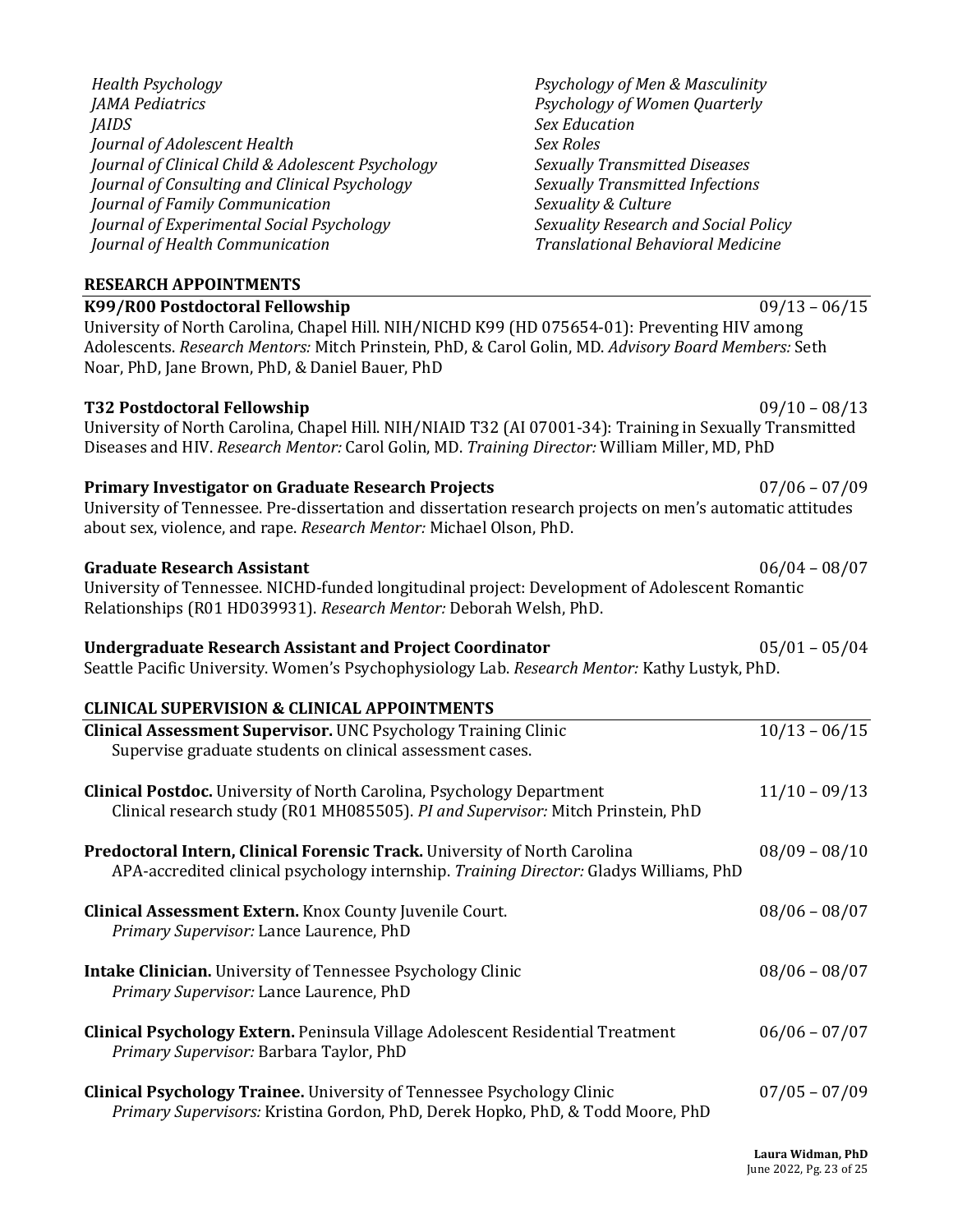*Health Psychology*
*JAMA Pediatrics*
*JAIDS*
*Journal of Adolescent Health*
*Journal of Clinical Child & Adolescent Psychology*
*Journal of Consulting and Clinical Psychology*
*Journal of Family Communication*
*Journal of Experimental Social Psychology*
*Journal of Health Communication*
*Psychology of Men & Masculinity*
*Psychology of Women Quarterly*
*Sex Education*
*Sex Roles*
*Sexually Transmitted Diseases*
*Sexually Transmitted Infections*
*Sexuality & Culture*
*Sexuality Research and Social Policy*
*Translational Behavioral Medicine*

## RESEARCH APPOINTMENTS

**K99/R00 Postdoctoral Fellowship** 09/13 – 06/15
University of North Carolina, Chapel Hill. NIH/NICHD K99 (HD 075654-01): Preventing HIV among Adolescents. *Research Mentors:* Mitch Prinstein, PhD, & Carol Golin, MD. *Advisory Board Members:* Seth Noar, PhD, Jane Brown, PhD, & Daniel Bauer, PhD

**T32 Postdoctoral Fellowship** 09/10 – 08/13
University of North Carolina, Chapel Hill. NIH/NIAID T32 (AI 07001-34): Training in Sexually Transmitted Diseases and HIV. *Research Mentor:* Carol Golin, MD. *Training Director:* William Miller, MD, PhD

**Primary Investigator on Graduate Research Projects** 07/06 – 07/09
University of Tennessee. Pre-dissertation and dissertation research projects on men's automatic attitudes about sex, violence, and rape. *Research Mentor:* Michael Olson, PhD.

**Graduate Research Assistant** 06/04 – 08/07
University of Tennessee. NICHD-funded longitudinal project: Development of Adolescent Romantic Relationships (R01 HD039931). *Research Mentor:* Deborah Welsh, PhD.

**Undergraduate Research Assistant and Project Coordinator** 05/01 – 05/04
Seattle Pacific University. Women's Psychophysiology Lab. *Research Mentor:* Kathy Lustyk, PhD.

## CLINICAL SUPERVISION & CLINICAL APPOINTMENTS

**Clinical Assessment Supervisor.** UNC Psychology Training Clinic 10/13 – 06/15
Supervise graduate students on clinical assessment cases.

**Clinical Postdoc.** University of North Carolina, Psychology Department 11/10 – 09/13
Clinical research study (R01 MH085505). *PI and Supervisor:* Mitch Prinstein, PhD

**Predoctoral Intern, Clinical Forensic Track.** University of North Carolina 08/09 – 08/10
APA-accredited clinical psychology internship. *Training Director:* Gladys Williams, PhD

**Clinical Assessment Extern.** Knox County Juvenile Court. 08/06 – 08/07
*Primary Supervisor:* Lance Laurence, PhD

**Intake Clinician.** University of Tennessee Psychology Clinic 08/06 – 08/07
*Primary Supervisor:* Lance Laurence, PhD

**Clinical Psychology Extern.** Peninsula Village Adolescent Residential Treatment 06/06 – 07/07
*Primary Supervisor:* Barbara Taylor, PhD

**Clinical Psychology Trainee.** University of Tennessee Psychology Clinic 07/05 – 07/09
*Primary Supervisors:* Kristina Gordon, PhD, Derek Hopko, PhD, & Todd Moore, PhD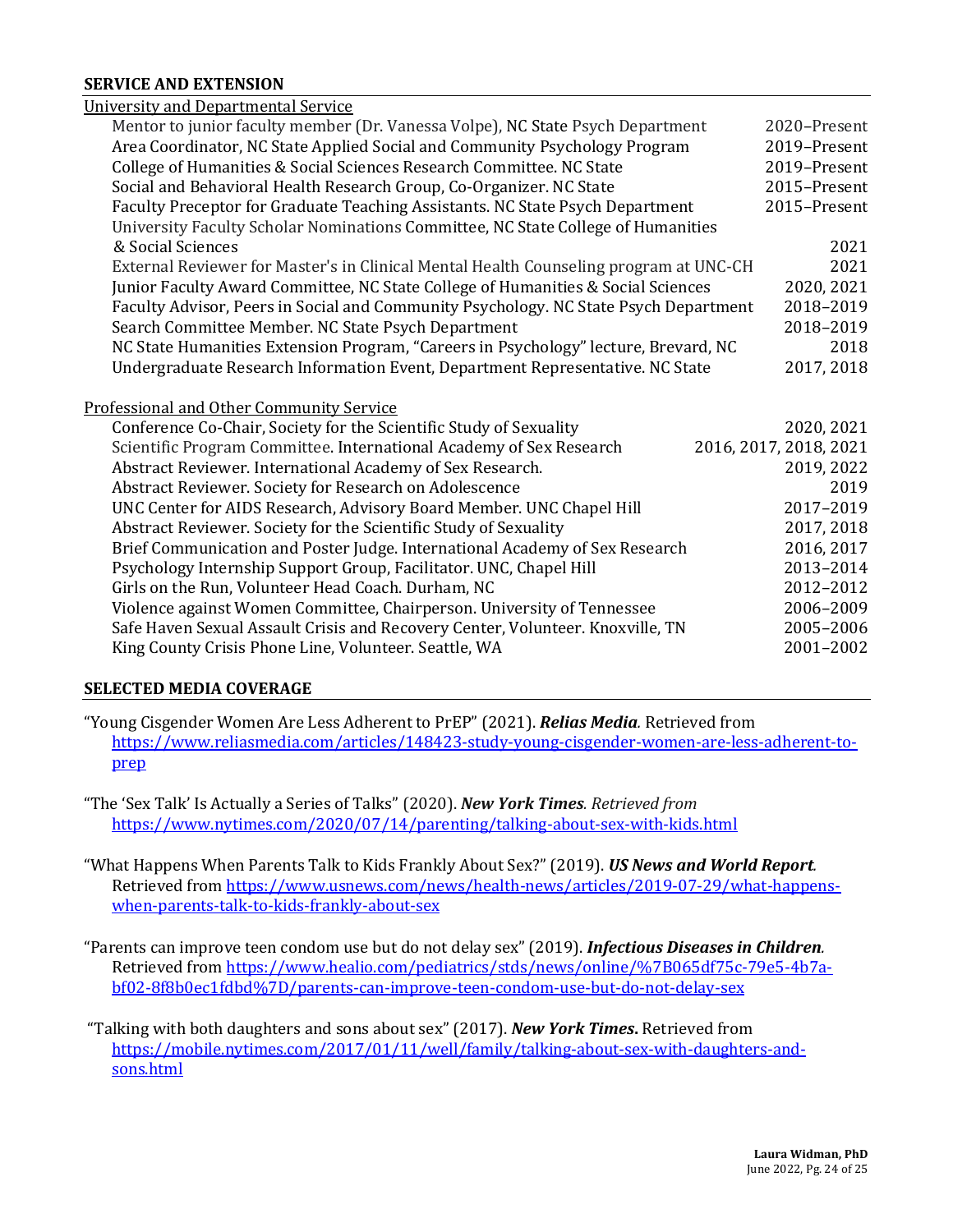## SERVICE AND EXTENSION

University and Departmental Service

| | |
|---|---|
| Mentor to junior faculty member (Dr. Vanessa Volpe), NC State Psych Department | 2020–Present |
| Area Coordinator, NC State Applied Social and Community Psychology Program | 2019–Present |
| College of Humanities & Social Sciences Research Committee. NC State | 2019–Present |
| Social and Behavioral Health Research Group, Co-Organizer. NC State | 2015–Present |
| Faculty Preceptor for Graduate Teaching Assistants. NC State Psych Department | 2015–Present |
| University Faculty Scholar Nominations Committee, NC State College of Humanities & Social Sciences | 2021 |
| External Reviewer for Master's in Clinical Mental Health Counseling program at UNC-CH | 2021 |
| Junior Faculty Award Committee, NC State College of Humanities & Social Sciences | 2020, 2021 |
| Faculty Advisor, Peers in Social and Community Psychology. NC State Psych Department | 2018–2019 |
| Search Committee Member. NC State Psych Department | 2018–2019 |
| NC State Humanities Extension Program, "Careers in Psychology" lecture, Brevard, NC | 2018 |
| Undergraduate Research Information Event, Department Representative. NC State | 2017, 2018 |

Professional and Other Community Service

| | |
|---|---|
| Conference Co-Chair, Society for the Scientific Study of Sexuality | 2020, 2021 |
| Scientific Program Committee. International Academy of Sex Research | 2016, 2017, 2018, 2021 |
| Abstract Reviewer. International Academy of Sex Research. | 2019, 2022 |
| Abstract Reviewer. Society for Research on Adolescence | 2019 |
| UNC Center for AIDS Research, Advisory Board Member. UNC Chapel Hill | 2017–2019 |
| Abstract Reviewer. Society for the Scientific Study of Sexuality | 2017, 2018 |
| Brief Communication and Poster Judge. International Academy of Sex Research | 2016, 2017 |
| Psychology Internship Support Group, Facilitator. UNC, Chapel Hill | 2013–2014 |
| Girls on the Run, Volunteer Head Coach. Durham, NC | 2012–2012 |
| Violence against Women Committee, Chairperson. University of Tennessee | 2006–2009 |
| Safe Haven Sexual Assault Crisis and Recovery Center, Volunteer. Knoxville, TN | 2005–2006 |
| King County Crisis Phone Line, Volunteer. Seattle, WA | 2001–2002 |

## SELECTED MEDIA COVERAGE

"Young Cisgender Women Are Less Adherent to PrEP" (2021). ***Relias Media.*** Retrieved from https://www.reliasmedia.com/articles/148423-study-young-cisgender-women-are-less-adherent-to-prep

"The 'Sex Talk' Is Actually a Series of Talks" (2020). ***New York Times**. Retrieved from* https://www.nytimes.com/2020/07/14/parenting/talking-about-sex-with-kids.html

"What Happens When Parents Talk to Kids Frankly About Sex?" (2019). ***US News and World Report.*** Retrieved from https://www.usnews.com/news/health-news/articles/2019-07-29/what-happens-when-parents-talk-to-kids-frankly-about-sex

"Parents can improve teen condom use but do not delay sex" (2019). ***Infectious Diseases in Children.*** Retrieved from https://www.healio.com/pediatrics/stds/news/online/%7B065df75c-79e5-4b7a-bf02-8f8b0ec1fdbd%7D/parents-can-improve-teen-condom-use-but-do-not-delay-sex

"Talking with both daughters and sons about sex" (2017). ***New York Times.*** Retrieved from https://mobile.nytimes.com/2017/01/11/well/family/talking-about-sex-with-daughters-and-sons.html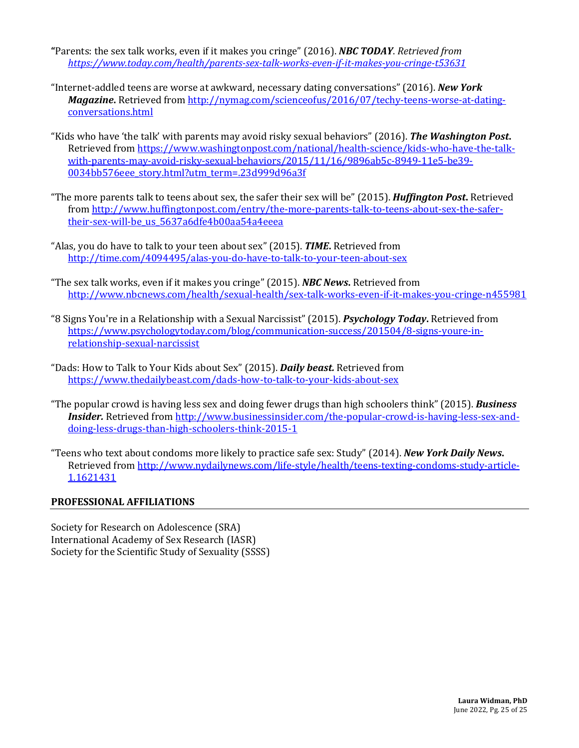**"**Parents: the sex talk works, even if it makes you cringe" (2016). ***NBC TODAY***. *Retrieved from https://www.today.com/health/parents-sex-talk-works-even-if-it-makes-you-cringe-t53631*

"Internet-addled teens are worse at awkward, necessary dating conversations" (2016). ***New York Magazine*.** Retrieved from http://nymag.com/scienceofus/2016/07/techy-teens-worse-at-dating-conversations.html

"Kids who have 'the talk' with parents may avoid risky sexual behaviors" (2016). ***The Washington Post*.** Retrieved from https://www.washingtonpost.com/national/health-science/kids-who-have-the-talk-with-parents-may-avoid-risky-sexual-behaviors/2015/11/16/9896ab5c-8949-11e5-be39-0034bb576eee_story.html?utm_term=.23d999d96a3f

"The more parents talk to teens about sex, the safer their sex will be" (2015). ***Huffington Post*.** Retrieved from http://www.huffingtonpost.com/entry/the-more-parents-talk-to-teens-about-sex-the-safer-their-sex-will-be_us_5637a6dfe4b00aa54a4eeea

"Alas, you do have to talk to your teen about sex" (2015). ***TIME*.** Retrieved from http://time.com/4094495/alas-you-do-have-to-talk-to-your-teen-about-sex

"The sex talk works, even if it makes you cringe" (2015). ***NBC News*.** Retrieved from http://www.nbcnews.com/health/sexual-health/sex-talk-works-even-if-it-makes-you-cringe-n455981

"8 Signs You're in a Relationship with a Sexual Narcissist" (2015). ***Psychology Today*.** Retrieved from https://www.psychologytoday.com/blog/communication-success/201504/8-signs-youre-in-relationship-sexual-narcissist

"Dads: How to Talk to Your Kids about Sex" (2015). ***Daily beast.*** Retrieved from https://www.thedailybeast.com/dads-how-to-talk-to-your-kids-about-sex

"The popular crowd is having less sex and doing fewer drugs than high schoolers think" (2015). ***Business Insider.*** Retrieved from http://www.businessinsider.com/the-popular-crowd-is-having-less-sex-and-doing-less-drugs-than-high-schoolers-think-2015-1

"Teens who text about condoms more likely to practice safe sex: Study" (2014). ***New York Daily News*.** Retrieved from http://www.nydailynews.com/life-style/health/teens-texting-condoms-study-article-1.1621431

## PROFESSIONAL AFFILIATIONS

Society for Research on Adolescence (SRA)
International Academy of Sex Research (IASR)
Society for the Scientific Study of Sexuality (SSSS)